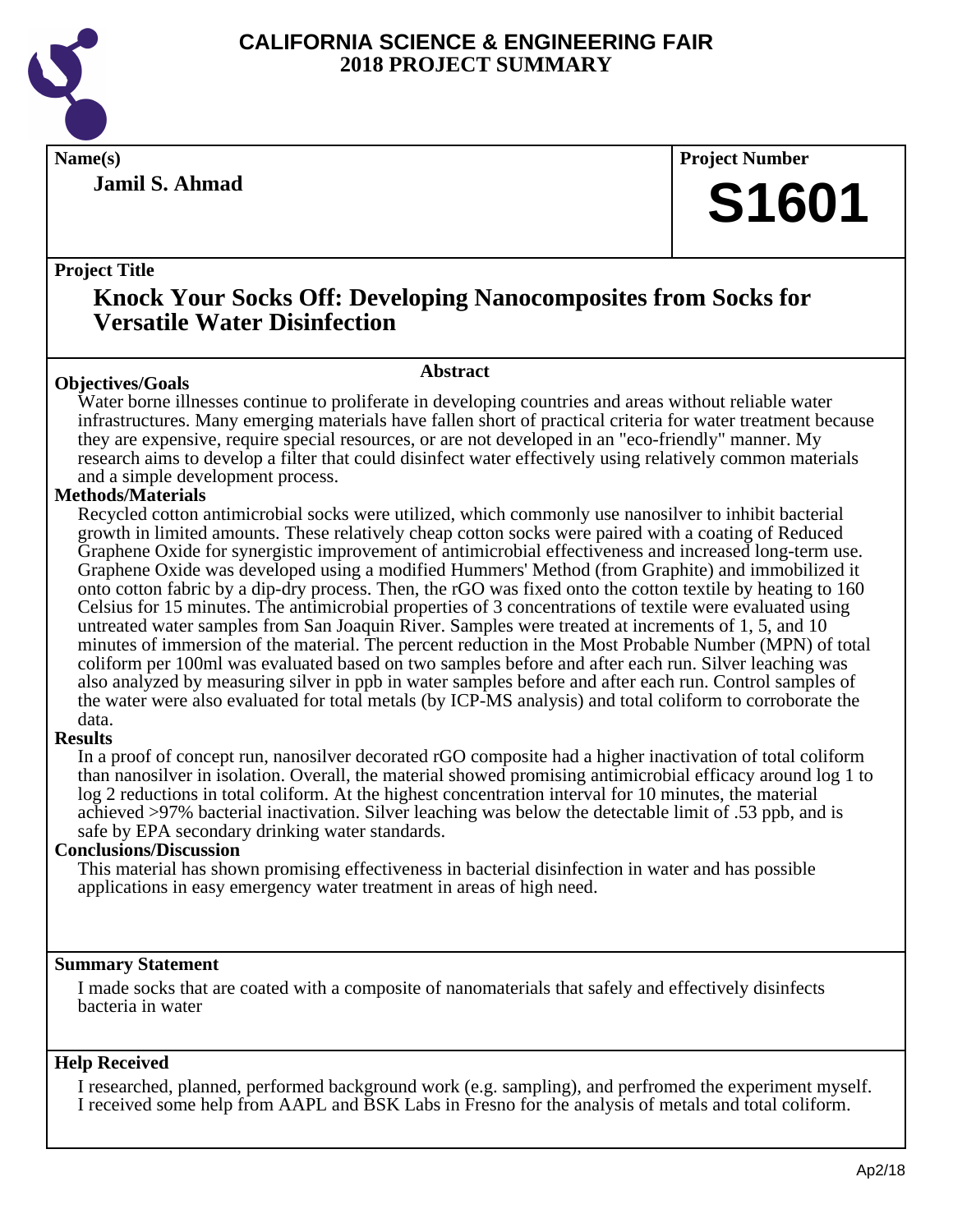# CALIFORNIA SCIENCE & ENGINEERING FAIR
# 2018 PROJECT SUMMARY

**Name(s)**

**Jamil S. Ahmad**

**Project Number**

**S1601**

**Project Title**

## Knock Your Socks Off: Developing Nanocomposites from Socks for Versatile Water Disinfection

**Abstract**

### Objectives/Goals

Water borne illnesses continue to proliferate in developing countries and areas without reliable water infrastructures. Many emerging materials have fallen short of practical criteria for water treatment because they are expensive, require special resources, or are not developed in an "eco-friendly" manner. My research aims to develop a filter that could disinfect water effectively using relatively common materials and a simple development process.

### Methods/Materials

Recycled cotton antimicrobial socks were utilized, which commonly use nanosilver to inhibit bacterial growth in limited amounts. These relatively cheap cotton socks were paired with a coating of Reduced Graphene Oxide for synergistic improvement of antimicrobial effectiveness and increased long-term use. Graphene Oxide was developed using a modified Hummers' Method (from Graphite) and immobilized it onto cotton fabric by a dip-dry process. Then, the rGO was fixed onto the cotton textile by heating to 160 Celsius for 15 minutes. The antimicrobial properties of 3 concentrations of textile were evaluated using untreated water samples from San Joaquin River. Samples were treated at increments of 1, 5, and 10 minutes of immersion of the material. The percent reduction in the Most Probable Number (MPN) of total coliform per 100ml was evaluated based on two samples before and after each run. Silver leaching was also analyzed by measuring silver in ppb in water samples before and after each run. Control samples of the water were also evaluated for total metals (by ICP-MS analysis) and total coliform to corroborate the data.

### Results

In a proof of concept run, nanosilver decorated rGO composite had a higher inactivation of total coliform than nanosilver in isolation. Overall, the material showed promising antimicrobial efficacy around log 1 to log 2 reductions in total coliform. At the highest concentration interval for 10 minutes, the material achieved >97% bacterial inactivation. Silver leaching was below the detectable limit of .53 ppb, and is safe by EPA secondary drinking water standards.

### Conclusions/Discussion

This material has shown promising effectiveness in bacterial disinfection in water and has possible applications in easy emergency water treatment in areas of high need.

**Summary Statement**

I made socks that are coated with a composite of nanomaterials that safely and effectively disinfects bacteria in water

**Help Received**

I researched, planned, performed background work (e.g. sampling), and perfromed the experiment myself. I received some help from AAPL and BSK Labs in Fresno for the analysis of metals and total coliform.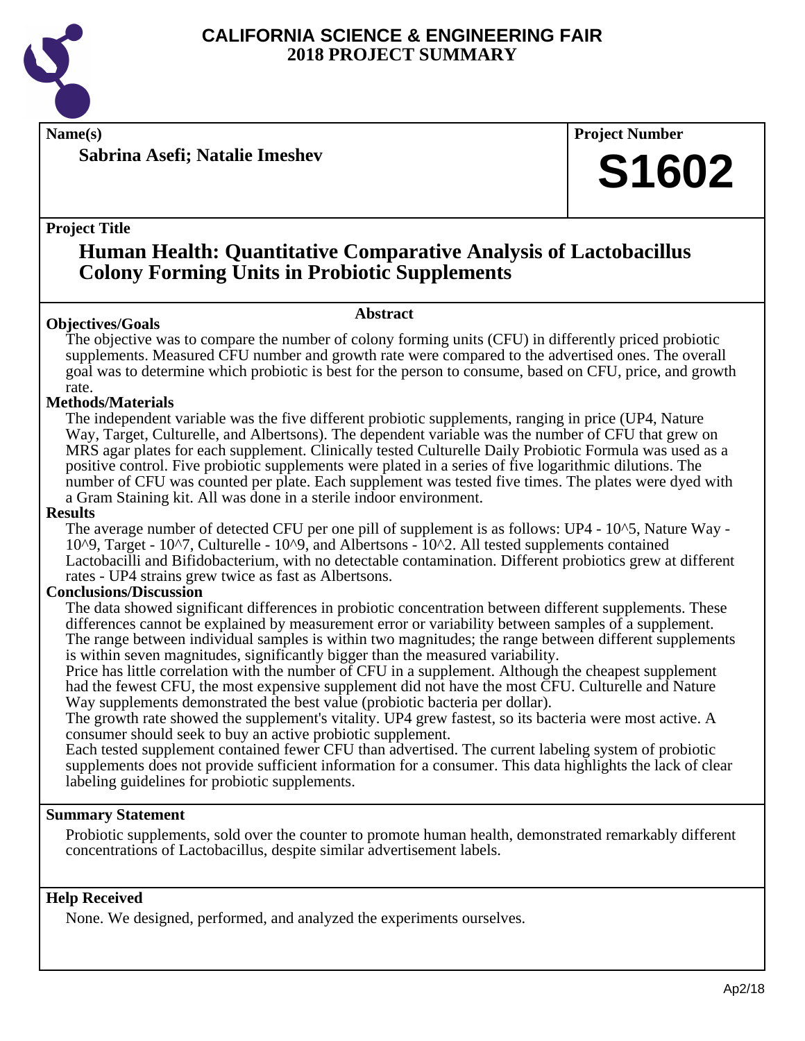# CALIFORNIA SCIENCE & ENGINEERING FAIR
## 2018 PROJECT SUMMARY

**Name(s)**

**Sabrina Asefi; Natalie Imeshev**

**Project Number**

**S1602**

**Project Title**

## Human Health: Quantitative Comparative Analysis of Lactobacillus Colony Forming Units in Probiotic Supplements

### Abstract

**Objectives/Goals**

The objective was to compare the number of colony forming units (CFU) in differently priced probiotic supplements. Measured CFU number and growth rate were compared to the advertised ones. The overall goal was to determine which probiotic is best for the person to consume, based on CFU, price, and growth rate.

**Methods/Materials**

The independent variable was the five different probiotic supplements, ranging in price (UP4, Nature Way, Target, Culturelle, and Albertsons). The dependent variable was the number of CFU that grew on MRS agar plates for each supplement. Clinically tested Culturelle Daily Probiotic Formula was used as a positive control. Five probiotic supplements were plated in a series of five logarithmic dilutions. The number of CFU was counted per plate. Each supplement was tested five times. The plates were dyed with a Gram Staining kit. All was done in a sterile indoor environment.

**Results**

The average number of detected CFU per one pill of supplement is as follows: UP4 - $10^5$, Nature Way - $10^9$, Target - $10^7$, Culturelle - $10^9$, and Albertsons - $10^2$. All tested supplements contained Lactobacilli and Bifidobacterium, with no detectable contamination. Different probiotics grew at different rates - UP4 strains grew twice as fast as Albertsons.

**Conclusions/Discussion**

The data showed significant differences in probiotic concentration between different supplements. These differences cannot be explained by measurement error or variability between samples of a supplement. The range between individual samples is within two magnitudes; the range between different supplements is within seven magnitudes, significantly bigger than the measured variability.

Price has little correlation with the number of CFU in a supplement. Although the cheapest supplement had the fewest CFU, the most expensive supplement did not have the most CFU. Culturelle and Nature Way supplements demonstrated the best value (probiotic bacteria per dollar).

The growth rate showed the supplement's vitality. UP4 grew fastest, so its bacteria were most active. A consumer should seek to buy an active probiotic supplement.

Each tested supplement contained fewer CFU than advertised. The current labeling system of probiotic supplements does not provide sufficient information for a consumer. This data highlights the lack of clear labeling guidelines for probiotic supplements.

**Summary Statement**

Probiotic supplements, sold over the counter to promote human health, demonstrated remarkably different concentrations of Lactobacillus, despite similar advertisement labels.

**Help Received**

None. We designed, performed, and analyzed the experiments ourselves.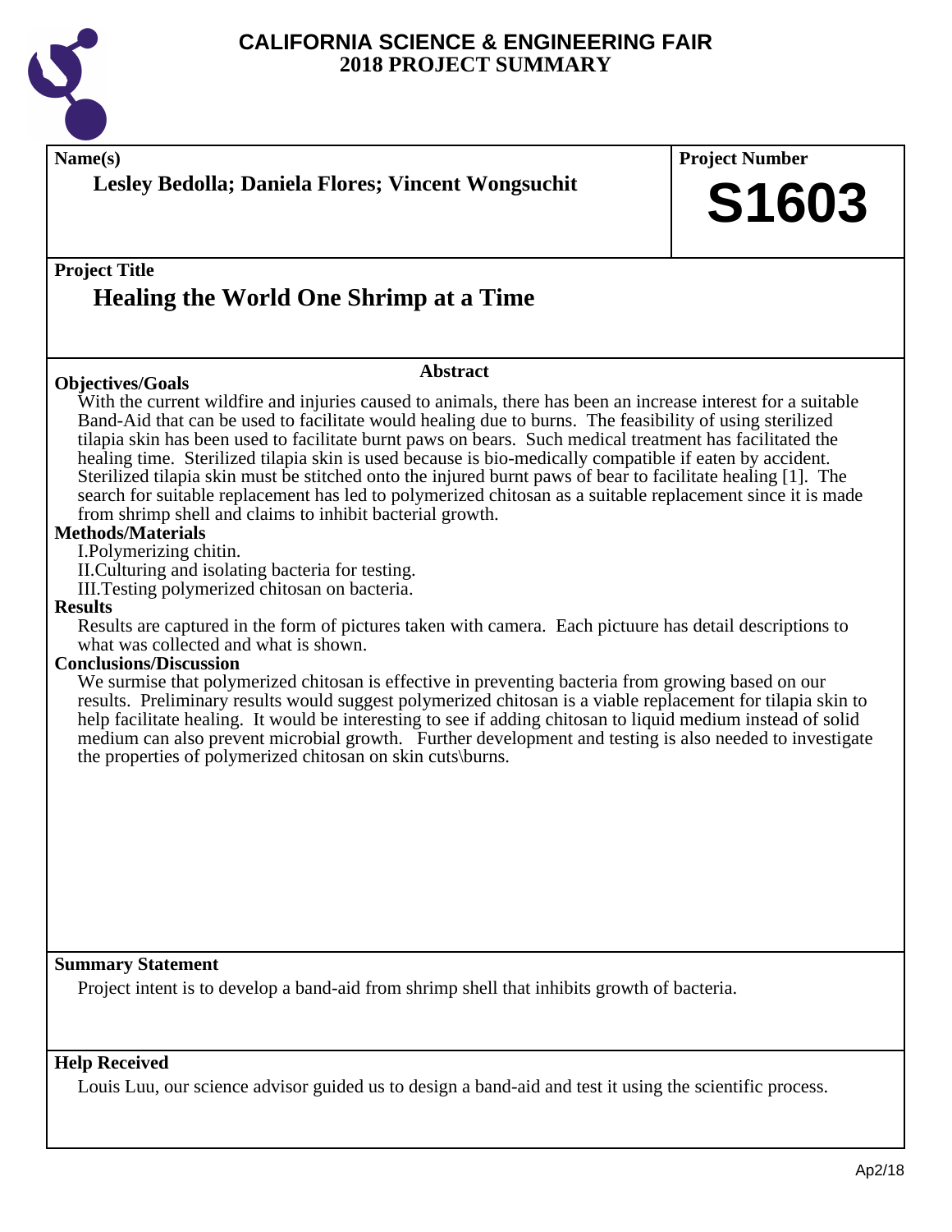# CALIFORNIA SCIENCE & ENGINEERING FAIR
# 2018 PROJECT SUMMARY

**Name(s)**

**Lesley Bedolla; Daniela Flores; Vincent Wongsuchit**

**Project Number**

**S1603**

**Project Title**

## Healing the World One Shrimp at a Time

**Abstract**

**Objectives/Goals**

With the current wildfire and injuries caused to animals, there has been an increase interest for a suitable Band-Aid that can be used to facilitate would healing due to burns. The feasibility of using sterilized tilapia skin has been used to facilitate burnt paws on bears. Such medical treatment has facilitated the healing time. Sterilized tilapia skin is used because is bio-medically compatible if eaten by accident. Sterilized tilapia skin must be stitched onto the injured burnt paws of bear to facilitate healing [1]. The search for suitable replacement has led to polymerized chitosan as a suitable replacement since it is made from shrimp shell and claims to inhibit bacterial growth.

**Methods/Materials**

I.Polymerizing chitin.
II.Culturing and isolating bacteria for testing.
III.Testing polymerized chitosan on bacteria.

**Results**

Results are captured in the form of pictures taken with camera. Each pictuure has detail descriptions to what was collected and what is shown.

**Conclusions/Discussion**

We surmise that polymerized chitosan is effective in preventing bacteria from growing based on our results. Preliminary results would suggest polymerized chitosan is a viable replacement for tilapia skin to help facilitate healing. It would be interesting to see if adding chitosan to liquid medium instead of solid medium can also prevent microbial growth. Further development and testing is also needed to investigate the properties of polymerized chitosan on skin cuts\burns.

**Summary Statement**

Project intent is to develop a band-aid from shrimp shell that inhibits growth of bacteria.

**Help Received**

Louis Luu, our science advisor guided us to design a band-aid and test it using the scientific process.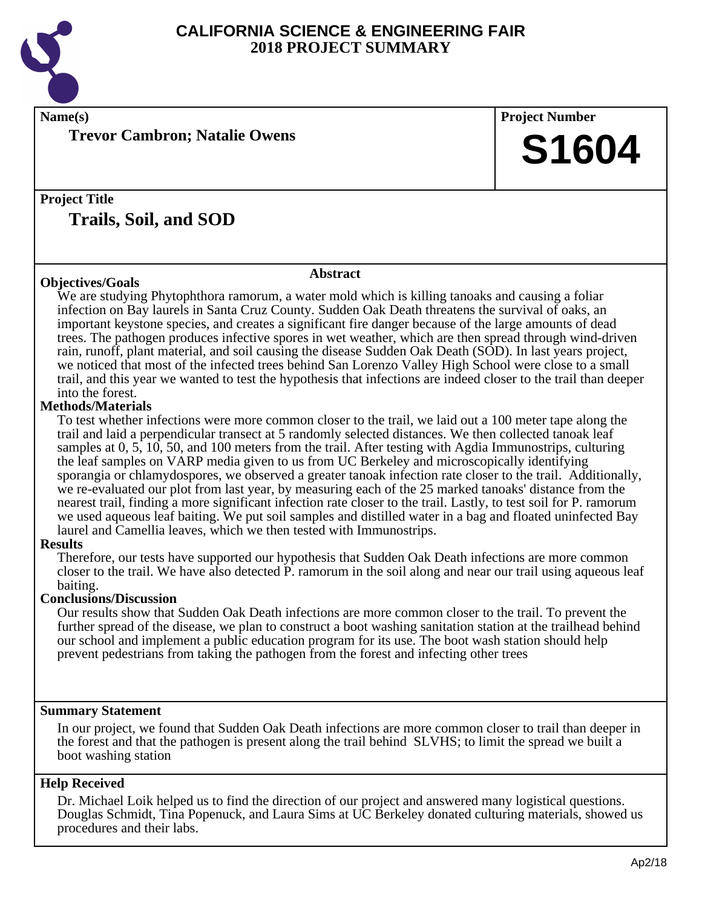# CALIFORNIA SCIENCE & ENGINEERING FAIR
## 2018 PROJECT SUMMARY

**Name(s)**

**Trevor Cambron; Natalie Owens**

**Project Number**

**S1604**

**Project Title**

## Trails, Soil, and SOD

**Abstract**

**Objectives/Goals**

We are studying Phytophthora ramorum, a water mold which is killing tanoaks and causing a foliar infection on Bay laurels in Santa Cruz County. Sudden Oak Death threatens the survival of oaks, an important keystone species, and creates a significant fire danger because of the large amounts of dead trees. The pathogen produces infective spores in wet weather, which are then spread through wind-driven rain, runoff, plant material, and soil causing the disease Sudden Oak Death (SOD). In last years project, we noticed that most of the infected trees behind San Lorenzo Valley High School were close to a small trail, and this year we wanted to test the hypothesis that infections are indeed closer to the trail than deeper into the forest.

**Methods/Materials**

To test whether infections were more common closer to the trail, we laid out a 100 meter tape along the trail and laid a perpendicular transect at 5 randomly selected distances. We then collected tanoak leaf samples at 0, 5, 10, 50, and 100 meters from the trail. After testing with Agdia Immunostrips, culturing the leaf samples on VARP media given to us from UC Berkeley and microscopically identifying sporangia or chlamydospores, we observed a greater tanoak infection rate closer to the trail. Additionally, we re-evaluated our plot from last year, by measuring each of the 25 marked tanoaks' distance from the nearest trail, finding a more significant infection rate closer to the trail. Lastly, to test soil for P. ramorum we used aqueous leaf baiting. We put soil samples and distilled water in a bag and floated uninfected Bay laurel and Camellia leaves, which we then tested with Immunostrips.

**Results**

Therefore, our tests have supported our hypothesis that Sudden Oak Death infections are more common closer to the trail. We have also detected P. ramorum in the soil along and near our trail using aqueous leaf baiting.

**Conclusions/Discussion**

Our results show that Sudden Oak Death infections are more common closer to the trail. To prevent the further spread of the disease, we plan to construct a boot washing sanitation station at the trailhead behind our school and implement a public education program for its use. The boot wash station should help prevent pedestrians from taking the pathogen from the forest and infecting other trees

**Summary Statement**

In our project, we found that Sudden Oak Death infections are more common closer to trail than deeper in the forest and that the pathogen is present along the trail behind SLVHS; to limit the spread we built a boot washing station

**Help Received**

Dr. Michael Loik helped us to find the direction of our project and answered many logistical questions. Douglas Schmidt, Tina Popenuck, and Laura Sims at UC Berkeley donated culturing materials, showed us procedures and their labs.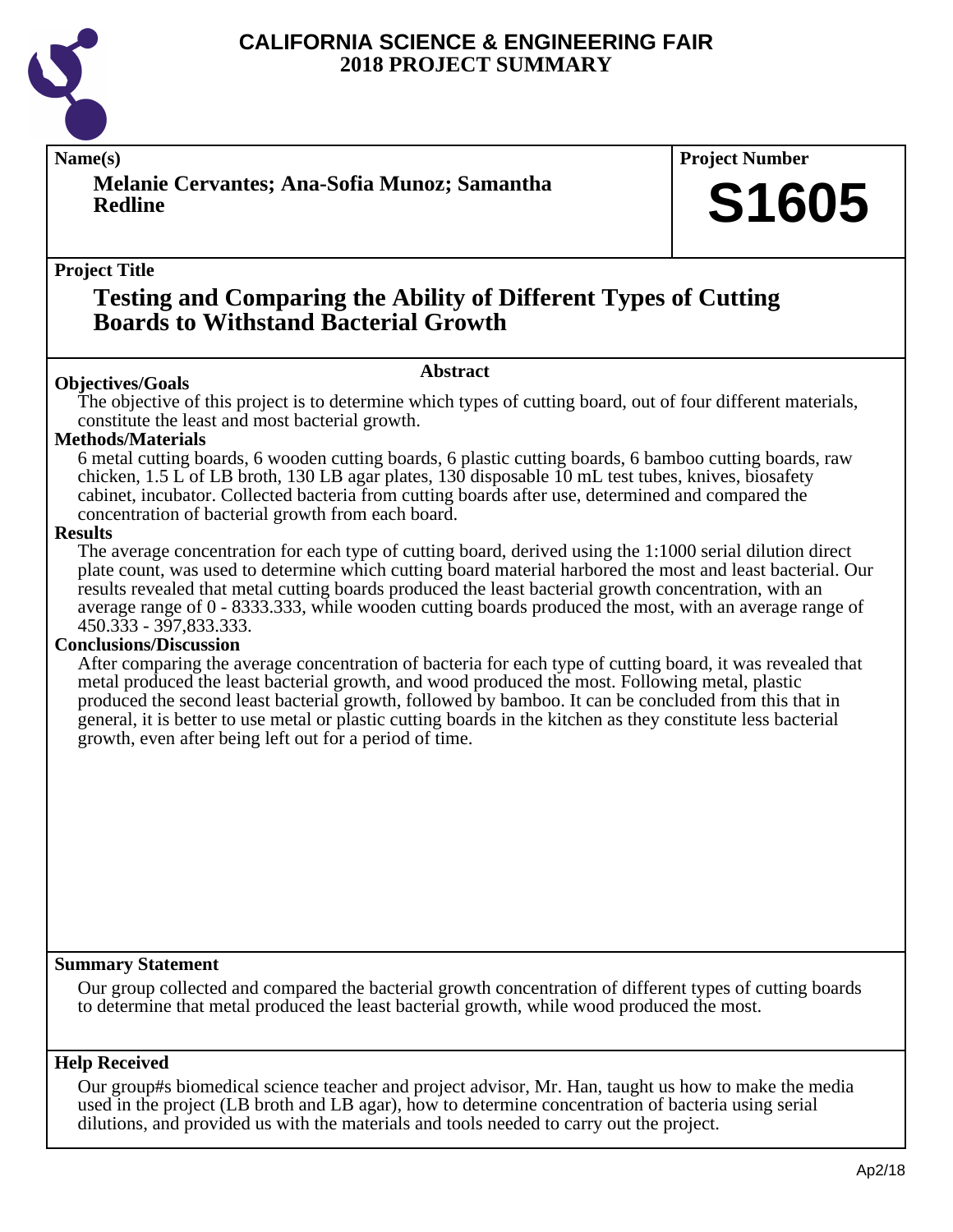# CALIFORNIA SCIENCE & ENGINEERING FAIR
# 2018 PROJECT SUMMARY

**Name(s)**

**Melanie Cervantes; Ana-Sofia Munoz; Samantha Redline**

**Project Number**

**S1605**

**Project Title**

## Testing and Comparing the Ability of Different Types of Cutting Boards to Withstand Bacterial Growth

### Abstract

**Objectives/Goals**

The objective of this project is to determine which types of cutting board, out of four different materials, constitute the least and most bacterial growth.

**Methods/Materials**

6 metal cutting boards, 6 wooden cutting boards, 6 plastic cutting boards, 6 bamboo cutting boards, raw chicken, 1.5 L of LB broth, 130 LB agar plates, 130 disposable 10 mL test tubes, knives, biosafety cabinet, incubator. Collected bacteria from cutting boards after use, determined and compared the concentration of bacterial growth from each board.

**Results**

The average concentration for each type of cutting board, derived using the 1:1000 serial dilution direct plate count, was used to determine which cutting board material harbored the most and least bacterial. Our results revealed that metal cutting boards produced the least bacterial growth concentration, with an average range of 0 - 8333.333, while wooden cutting boards produced the most, with an average range of 450.333 - 397,833.333.

**Conclusions/Discussion**

After comparing the average concentration of bacteria for each type of cutting board, it was revealed that metal produced the least bacterial growth, and wood produced the most. Following metal, plastic produced the second least bacterial growth, followed by bamboo. It can be concluded from this that in general, it is better to use metal or plastic cutting boards in the kitchen as they constitute less bacterial growth, even after being left out for a period of time.

**Summary Statement**

Our group collected and compared the bacterial growth concentration of different types of cutting boards to determine that metal produced the least bacterial growth, while wood produced the most.

**Help Received**

Our group#s biomedical science teacher and project advisor, Mr. Han, taught us how to make the media used in the project (LB broth and LB agar), how to determine concentration of bacteria using serial dilutions, and provided us with the materials and tools needed to carry out the project.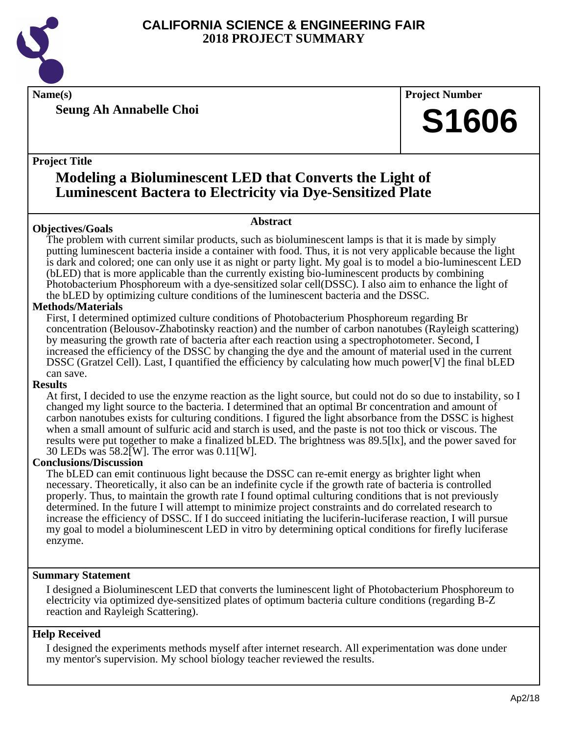# CALIFORNIA SCIENCE & ENGINEERING FAIR
# 2018 PROJECT SUMMARY

**Name(s)**

**Seung Ah Annabelle Choi**

**Project Number**

**S1606**

**Project Title**

## Modeling a Bioluminescent LED that Converts the Light of Luminescent Bactera to Electricity via Dye-Sensitized Plate

**Abstract**

**Objectives/Goals**

The problem with current similar products, such as bioluminescent lamps is that it is made by simply putting luminescent bacteria inside a container with food. Thus, it is not very applicable because the light is dark and colored; one can only use it as night or party light. My goal is to model a bio-luminescent LED (bLED) that is more applicable than the currently existing bio-luminescent products by combining Photobacterium Phosphoreum with a dye-sensitized solar cell(DSSC). I also aim to enhance the light of the bLED by optimizing culture conditions of the luminescent bacteria and the DSSC.

**Methods/Materials**

First, I determined optimized culture conditions of Photobacterium Phosphoreum regarding Br concentration (Belousov-Zhabotinsky reaction) and the number of carbon nanotubes (Rayleigh scattering) by measuring the growth rate of bacteria after each reaction using a spectrophotometer. Second, I increased the efficiency of the DSSC by changing the dye and the amount of material used in the current DSSC (Gratzel Cell). Last, I quantified the efficiency by calculating how much power[V] the final bLED can save.

**Results**

At first, I decided to use the enzyme reaction as the light source, but could not do so due to instability, so I changed my light source to the bacteria. I determined that an optimal Br concentration and amount of carbon nanotubes exists for culturing conditions. I figured the light absorbance from the DSSC is highest when a small amount of sulfuric acid and starch is used, and the paste is not too thick or viscous. The results were put together to make a finalized bLED. The brightness was 89.5[lx], and the power saved for 30 LEDs was 58.2[W]. The error was 0.11[W].

**Conclusions/Discussion**

The bLED can emit continuous light because the DSSC can re-emit energy as brighter light when necessary. Theoretically, it also can be an indefinite cycle if the growth rate of bacteria is controlled properly. Thus, to maintain the growth rate I found optimal culturing conditions that is not previously determined. In the future I will attempt to minimize project constraints and do correlated research to increase the efficiency of DSSC. If I do succeed initiating the luciferin-luciferase reaction, I will pursue my goal to model a bioluminescent LED in vitro by determining optical conditions for firefly luciferase enzyme.

**Summary Statement**

I designed a Bioluminescent LED that converts the luminescent light of Photobacterium Phosphoreum to electricity via optimized dye-sensitized plates of optimum bacteria culture conditions (regarding B-Z reaction and Rayleigh Scattering).

**Help Received**

I designed the experiments methods myself after internet research. All experimentation was done under my mentor's supervision. My school biology teacher reviewed the results.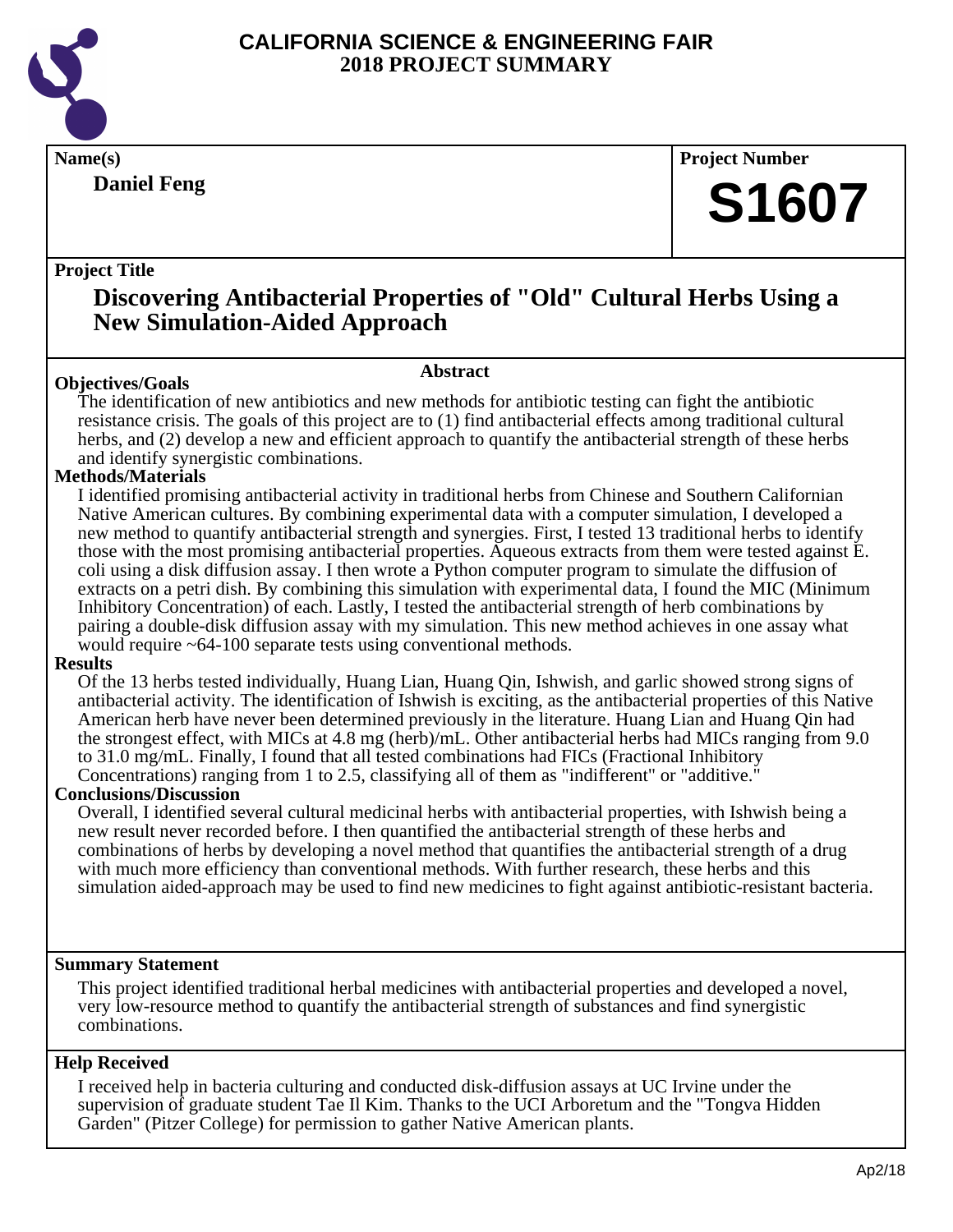# CALIFORNIA SCIENCE & ENGINEERING FAIR
## 2018 PROJECT SUMMARY

**Name(s)**

**Daniel Feng**

**Project Number**

**S1607**

**Project Title**

## Discovering Antibacterial Properties of "Old" Cultural Herbs Using a New Simulation-Aided Approach

### Abstract

**Objectives/Goals**

The identification of new antibiotics and new methods for antibiotic testing can fight the antibiotic resistance crisis. The goals of this project are to (1) find antibacterial effects among traditional cultural herbs, and (2) develop a new and efficient approach to quantify the antibacterial strength of these herbs and identify synergistic combinations.

**Methods/Materials**

I identified promising antibacterial activity in traditional herbs from Chinese and Southern Californian Native American cultures. By combining experimental data with a computer simulation, I developed a new method to quantify antibacterial strength and synergies. First, I tested 13 traditional herbs to identify those with the most promising antibacterial properties. Aqueous extracts from them were tested against E. coli using a disk diffusion assay. I then wrote a Python computer program to simulate the diffusion of extracts on a petri dish. By combining this simulation with experimental data, I found the MIC (Minimum Inhibitory Concentration) of each. Lastly, I tested the antibacterial strength of herb combinations by pairing a double-disk diffusion assay with my simulation. This new method achieves in one assay what would require ~64-100 separate tests using conventional methods.

**Results**

Of the 13 herbs tested individually, Huang Lian, Huang Qin, Ishwish, and garlic showed strong signs of antibacterial activity. The identification of Ishwish is exciting, as the antibacterial properties of this Native American herb have never been determined previously in the literature. Huang Lian and Huang Qin had the strongest effect, with MICs at 4.8 mg (herb)/mL. Other antibacterial herbs had MICs ranging from 9.0 to 31.0 mg/mL. Finally, I found that all tested combinations had FICs (Fractional Inhibitory Concentrations) ranging from 1 to 2.5, classifying all of them as "indifferent" or "additive."

**Conclusions/Discussion**

Overall, I identified several cultural medicinal herbs with antibacterial properties, with Ishwish being a new result never recorded before. I then quantified the antibacterial strength of these herbs and combinations of herbs by developing a novel method that quantifies the antibacterial strength of a drug with much more efficiency than conventional methods. With further research, these herbs and this simulation aided-approach may be used to find new medicines to fight against antibiotic-resistant bacteria.

**Summary Statement**

This project identified traditional herbal medicines with antibacterial properties and developed a novel, very low-resource method to quantify the antibacterial strength of substances and find synergistic combinations.

**Help Received**

I received help in bacteria culturing and conducted disk-diffusion assays at UC Irvine under the supervision of graduate student Tae Il Kim. Thanks to the UCI Arboretum and the "Tongva Hidden Garden" (Pitzer College) for permission to gather Native American plants.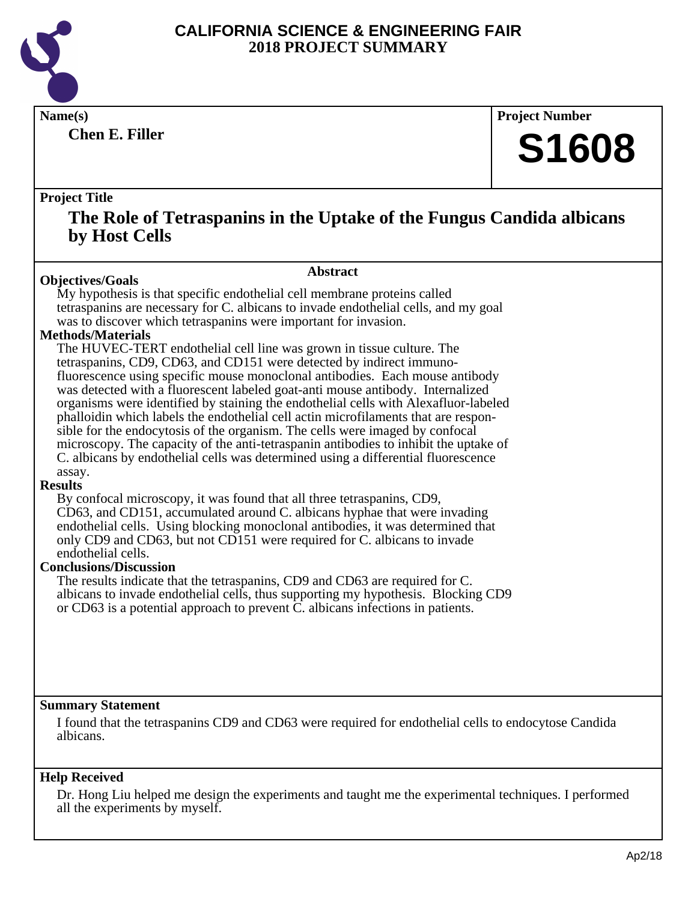# CALIFORNIA SCIENCE & ENGINEERING FAIR
## 2018 PROJECT SUMMARY

**Name(s)**

**Chen E. Filler**

**Project Number**

# S1608

**Project Title**

## The Role of Tetraspanins in the Uptake of the Fungus Candida albicans by Host Cells

### Abstract

**Objectives/Goals**

My hypothesis is that specific endothelial cell membrane proteins called tetraspanins are necessary for C. albicans to invade endothelial cells, and my goal was to discover which tetraspanins were important for invasion.

**Methods/Materials**

The HUVEC-TERT endothelial cell line was grown in tissue culture. The tetraspanins, CD9, CD63, and CD151 were detected by indirect immuno-fluorescence using specific mouse monoclonal antibodies. Each mouse antibody was detected with a fluorescent labeled goat-anti mouse antibody. Internalized organisms were identified by staining the endothelial cells with Alexafluor-labeled phalloidin which labels the endothelial cell actin microfilaments that are responsible for the endocytosis of the organism. The cells were imaged by confocal microscopy. The capacity of the anti-tetraspanin antibodies to inhibit the uptake of C. albicans by endothelial cells was determined using a differential fluorescence assay.

**Results**

By confocal microscopy, it was found that all three tetraspanins, CD9, CD63, and CD151, accumulated around C. albicans hyphae that were invading endothelial cells. Using blocking monoclonal antibodies, it was determined that only CD9 and CD63, but not CD151 were required for C. albicans to invade endothelial cells.

**Conclusions/Discussion**

The results indicate that the tetraspanins, CD9 and CD63 are required for C. albicans to invade endothelial cells, thus supporting my hypothesis. Blocking CD9 or CD63 is a potential approach to prevent C. albicans infections in patients.

**Summary Statement**

I found that the tetraspanins CD9 and CD63 were required for endothelial cells to endocytose Candida albicans.

**Help Received**

Dr. Hong Liu helped me design the experiments and taught me the experimental techniques. I performed all the experiments by myself.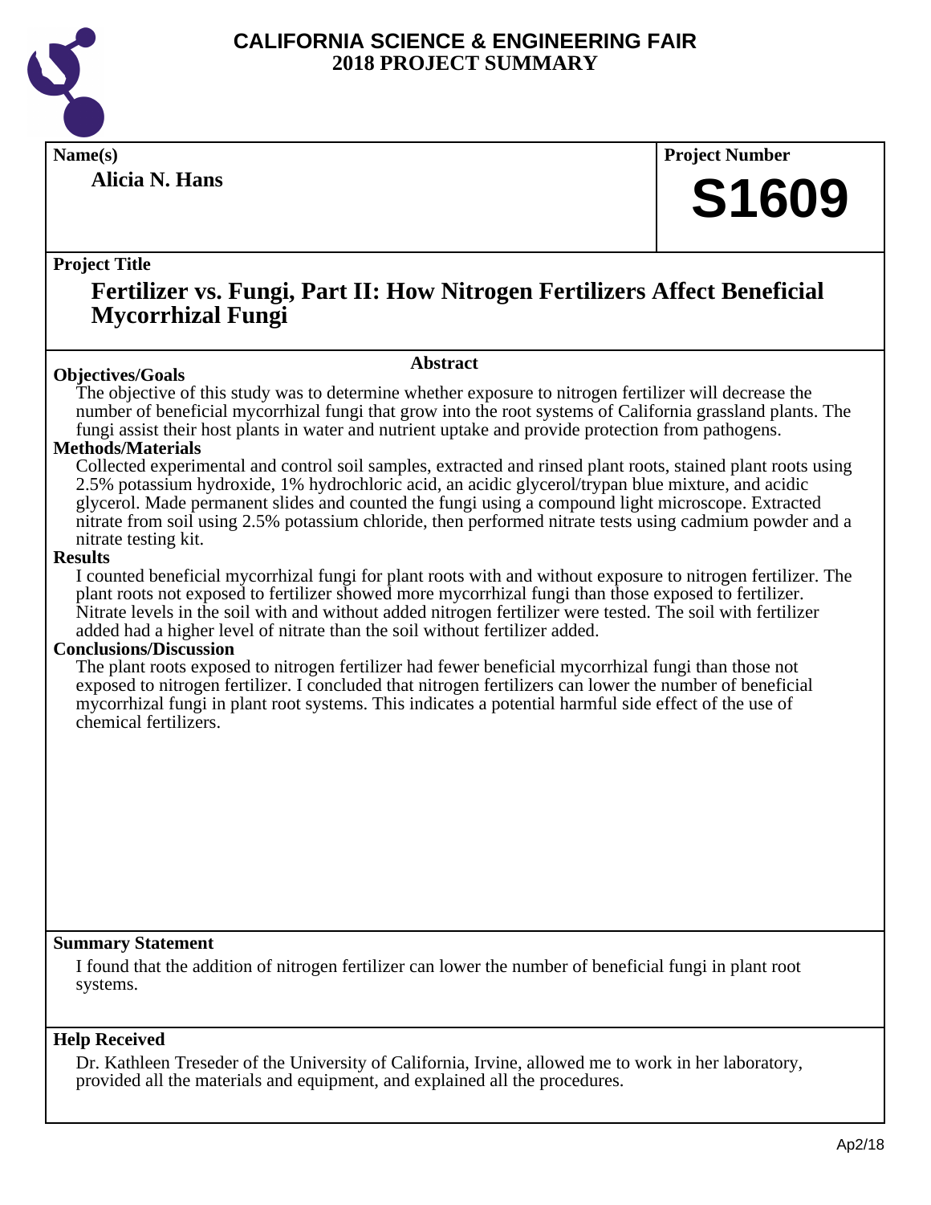# CALIFORNIA SCIENCE & ENGINEERING FAIR
## 2018 PROJECT SUMMARY

**Name(s)**

**Alicia N. Hans**

**Project Number**

**S1609**

**Project Title**

## Fertilizer vs. Fungi, Part II: How Nitrogen Fertilizers Affect Beneficial Mycorrhizal Fungi

### Abstract

**Objectives/Goals**

The objective of this study was to determine whether exposure to nitrogen fertilizer will decrease the number of beneficial mycorrhizal fungi that grow into the root systems of California grassland plants. The fungi assist their host plants in water and nutrient uptake and provide protection from pathogens.

**Methods/Materials**

Collected experimental and control soil samples, extracted and rinsed plant roots, stained plant roots using 2.5% potassium hydroxide, 1% hydrochloric acid, an acidic glycerol/trypan blue mixture, and acidic glycerol. Made permanent slides and counted the fungi using a compound light microscope. Extracted nitrate from soil using 2.5% potassium chloride, then performed nitrate tests using cadmium powder and a nitrate testing kit.

**Results**

I counted beneficial mycorrhizal fungi for plant roots with and without exposure to nitrogen fertilizer. The plant roots not exposed to fertilizer showed more mycorrhizal fungi than those exposed to fertilizer. Nitrate levels in the soil with and without added nitrogen fertilizer were tested. The soil with fertilizer added had a higher level of nitrate than the soil without fertilizer added.

**Conclusions/Discussion**

The plant roots exposed to nitrogen fertilizer had fewer beneficial mycorrhizal fungi than those not exposed to nitrogen fertilizer. I concluded that nitrogen fertilizers can lower the number of beneficial mycorrhizal fungi in plant root systems. This indicates a potential harmful side effect of the use of chemical fertilizers.

**Summary Statement**

I found that the addition of nitrogen fertilizer can lower the number of beneficial fungi in plant root systems.

**Help Received**

Dr. Kathleen Treseder of the University of California, Irvine, allowed me to work in her laboratory, provided all the materials and equipment, and explained all the procedures.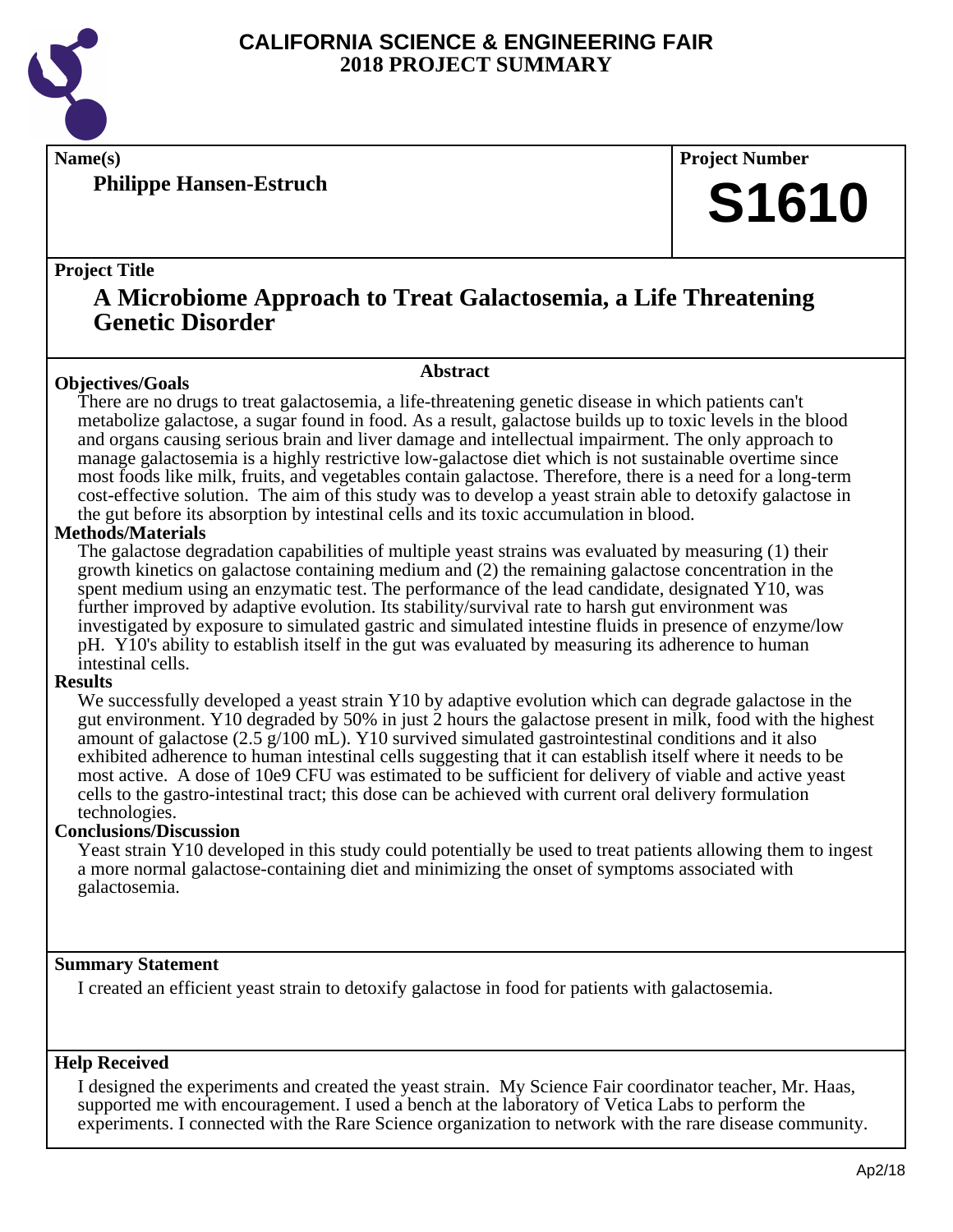# CALIFORNIA SCIENCE & ENGINEERING FAIR
# 2018 PROJECT SUMMARY

**Name(s)**

**Philippe Hansen-Estruch**

**Project Number**

**S1610**

**Project Title**

## A Microbiome Approach to Treat Galactosemia, a Life Threatening Genetic Disorder

### Abstract

**Objectives/Goals**

There are no drugs to treat galactosemia, a life-threatening genetic disease in which patients can't metabolize galactose, a sugar found in food. As a result, galactose builds up to toxic levels in the blood and organs causing serious brain and liver damage and intellectual impairment. The only approach to manage galactosemia is a highly restrictive low-galactose diet which is not sustainable overtime since most foods like milk, fruits, and vegetables contain galactose. Therefore, there is a need for a long-term cost-effective solution. The aim of this study was to develop a yeast strain able to detoxify galactose in the gut before its absorption by intestinal cells and its toxic accumulation in blood.

**Methods/Materials**

The galactose degradation capabilities of multiple yeast strains was evaluated by measuring (1) their growth kinetics on galactose containing medium and (2) the remaining galactose concentration in the spent medium using an enzymatic test. The performance of the lead candidate, designated Y10, was further improved by adaptive evolution. Its stability/survival rate to harsh gut environment was investigated by exposure to simulated gastric and simulated intestine fluids in presence of enzyme/low pH. Y10's ability to establish itself in the gut was evaluated by measuring its adherence to human intestinal cells.

**Results**

We successfully developed a yeast strain Y10 by adaptive evolution which can degrade galactose in the gut environment. Y10 degraded by 50% in just 2 hours the galactose present in milk, food with the highest amount of galactose (2.5 g/100 mL). Y10 survived simulated gastrointestinal conditions and it also exhibited adherence to human intestinal cells suggesting that it can establish itself where it needs to be most active. A dose of 10e9 CFU was estimated to be sufficient for delivery of viable and active yeast cells to the gastro-intestinal tract; this dose can be achieved with current oral delivery formulation technologies.

**Conclusions/Discussion**

Yeast strain Y10 developed in this study could potentially be used to treat patients allowing them to ingest a more normal galactose-containing diet and minimizing the onset of symptoms associated with galactosemia.

**Summary Statement**

I created an efficient yeast strain to detoxify galactose in food for patients with galactosemia.

**Help Received**

I designed the experiments and created the yeast strain. My Science Fair coordinator teacher, Mr. Haas, supported me with encouragement. I used a bench at the laboratory of Vetica Labs to perform the experiments. I connected with the Rare Science organization to network with the rare disease community.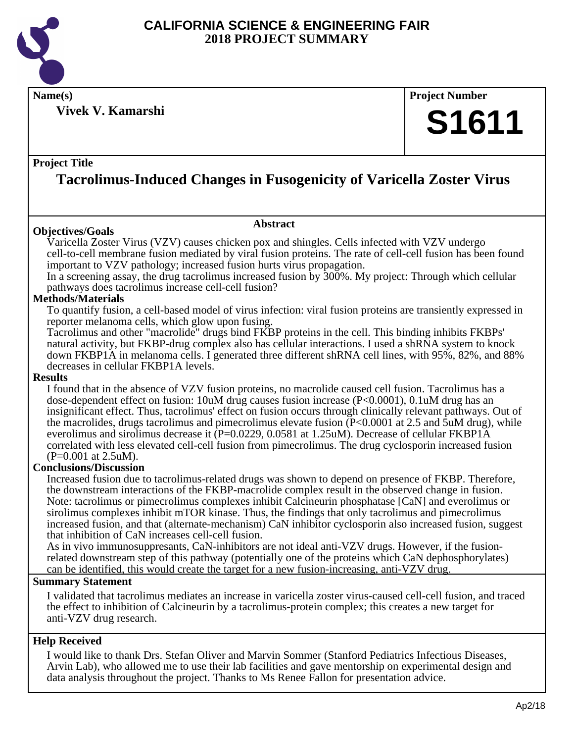# CALIFORNIA SCIENCE & ENGINEERING FAIR
## 2018 PROJECT SUMMARY

**Name(s)**

**Vivek V. Kamarshi**

**Project Number**

**S1611**

**Project Title**

# Tacrolimus-Induced Changes in Fusogenicity of Varicella Zoster Virus

## Abstract

### Objectives/Goals

Varicella Zoster Virus (VZV) causes chicken pox and shingles. Cells infected with VZV undergo cell-to-cell membrane fusion mediated by viral fusion proteins. The rate of cell-cell fusion has been found important to VZV pathology; increased fusion hurts virus propagation.
In a screening assay, the drug tacrolimus increased fusion by 300%. My project: Through which cellular pathways does tacrolimus increase cell-cell fusion?

### Methods/Materials

To quantify fusion, a cell-based model of virus infection: viral fusion proteins are transiently expressed in reporter melanoma cells, which glow upon fusing.
Tacrolimus and other "macrolide" drugs bind FKBP proteins in the cell. This binding inhibits FKBPs' natural activity, but FKBP-drug complex also has cellular interactions. I used a shRNA system to knock down FKBP1A in melanoma cells. I generated three different shRNA cell lines, with 95%, 82%, and 88% decreases in cellular FKBP1A levels.

### Results

I found that in the absence of VZV fusion proteins, no macrolide caused cell fusion. Tacrolimus has a dose-dependent effect on fusion: 10uM drug causes fusion increase ($P<0.0001$), 0.1uM drug has an insignificant effect. Thus, tacrolimus' effect on fusion occurs through clinically relevant pathways. Out of the macrolides, drugs tacrolimus and pimecrolimus elevate fusion ($P<0.0001$ at 2.5 and 5uM drug), while everolimus and sirolimus decrease it ($P=0.0229$, 0.0581 at 1.25uM). Decrease of cellular FKBP1A correlated with less elevated cell-cell fusion from pimecrolimus. The drug cyclosporin increased fusion ($P=0.001$ at 2.5uM).

### Conclusions/Discussion

Increased fusion due to tacrolimus-related drugs was shown to depend on presence of FKBP. Therefore, the downstream interactions of the FKBP-macrolide complex result in the observed change in fusion. Note: tacrolimus or pimecrolimus complexes inhibit Calcineurin phosphatase [CaN] and everolimus or sirolimus complexes inhibit mTOR kinase. Thus, the findings that only tacrolimus and pimecrolimus increased fusion, and that (alternate-mechanism) CaN inhibitor cyclosporin also increased fusion, suggest that inhibition of CaN increases cell-cell fusion.
As in vivo immunosuppresants, CaN-inhibitors are not ideal anti-VZV drugs. However, if the fusion-related downstream step of this pathway (potentially one of the proteins which CaN dephosphorylates) can be identified, this would create the target for a new fusion-increasing, anti-VZV drug.

### Summary Statement

I validated that tacrolimus mediates an increase in varicella zoster virus-caused cell-cell fusion, and traced the effect to inhibition of Calcineurin by a tacrolimus-protein complex; this creates a new target for anti-VZV drug research.

### Help Received

I would like to thank Drs. Stefan Oliver and Marvin Sommer (Stanford Pediatrics Infectious Diseases, Arvin Lab), who allowed me to use their lab facilities and gave mentorship on experimental design and data analysis throughout the project. Thanks to Ms Renee Fallon for presentation advice.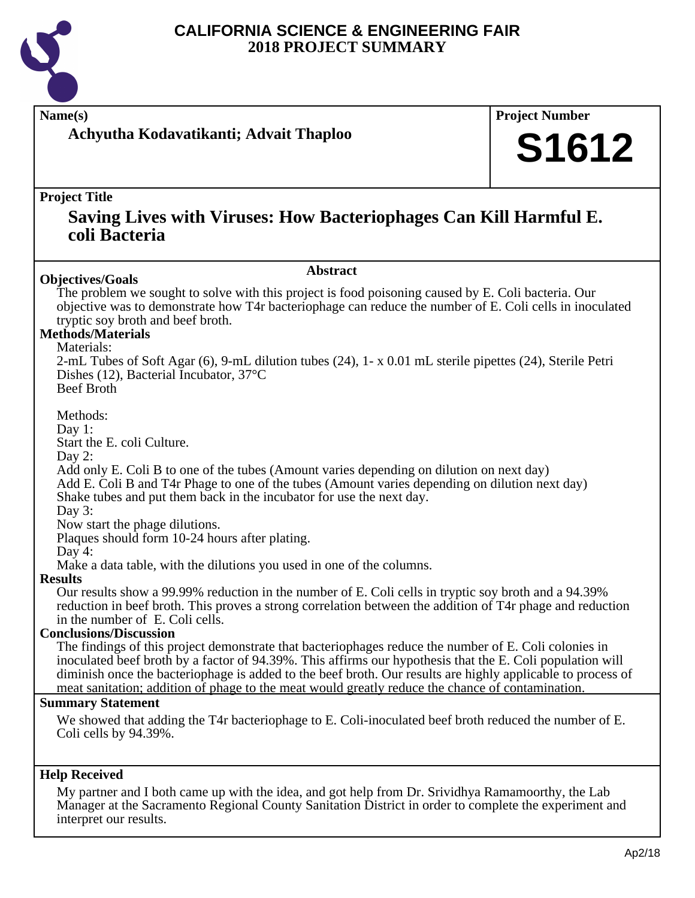# CALIFORNIA SCIENCE & ENGINEERING FAIR
## 2018 PROJECT SUMMARY

**Name(s)**

**Achyutha Kodavatikanti; Advait Thaploo**

**Project Number**

**S1612**

**Project Title**

## Saving Lives with Viruses: How Bacteriophages Can Kill Harmful E. coli Bacteria

### Abstract

**Objectives/Goals**

The problem we sought to solve with this project is food poisoning caused by E. Coli bacteria. Our objective was to demonstrate how T4r bacteriophage can reduce the number of E. Coli cells in inoculated tryptic soy broth and beef broth.

**Methods/Materials**

Materials:
2-mL Tubes of Soft Agar (6), 9-mL dilution tubes (24), 1- x 0.01 mL sterile pipettes (24), Sterile Petri Dishes (12), Bacterial Incubator, 37°C
Beef Broth

Methods:
Day 1:
Start the E. coli Culture.
Day 2:
Add only E. Coli B to one of the tubes (Amount varies depending on dilution on next day)
Add E. Coli B and T4r Phage to one of the tubes (Amount varies depending on dilution next day)
Shake tubes and put them back in the incubator for use the next day.
Day 3:
Now start the phage dilutions.
Plaques should form 10-24 hours after plating.
Day 4:
Make a data table, with the dilutions you used in one of the columns.

**Results**

Our results show a 99.99% reduction in the number of E. Coli cells in tryptic soy broth and a 94.39% reduction in beef broth. This proves a strong correlation between the addition of T4r phage and reduction in the number of E. Coli cells.

**Conclusions/Discussion**

The findings of this project demonstrate that bacteriophages reduce the number of E. Coli colonies in inoculated beef broth by a factor of 94.39%. This affirms our hypothesis that the E. Coli population will diminish once the bacteriophage is added to the beef broth. Our results are highly applicable to process of meat sanitation; addition of phage to the meat would greatly reduce the chance of contamination.

**Summary Statement**

We showed that adding the T4r bacteriophage to E. Coli-inoculated beef broth reduced the number of E. Coli cells by 94.39%.

**Help Received**

My partner and I both came up with the idea, and got help from Dr. Srividhya Ramamoorthy, the Lab Manager at the Sacramento Regional County Sanitation District in order to complete the experiment and interpret our results.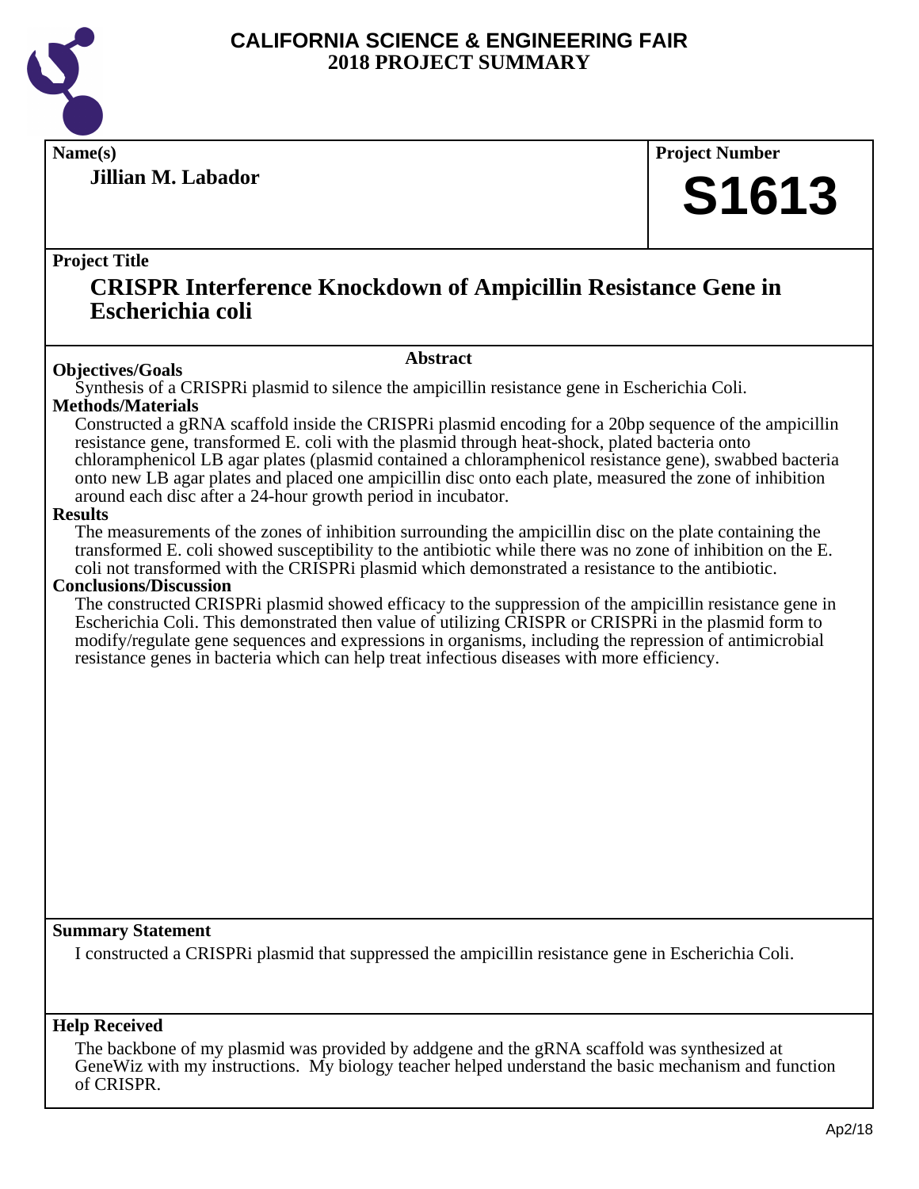# CALIFORNIA SCIENCE & ENGINEERING FAIR
## 2018 PROJECT SUMMARY

**Name(s)**

**Jillian M. Labador**

**Project Number**

# S1613

**Project Title**

## CRISPR Interference Knockdown of Ampicillin Resistance Gene in Escherichia coli

### Abstract

**Objectives/Goals**

Synthesis of a CRISPRi plasmid to silence the ampicillin resistance gene in Escherichia Coli.

**Methods/Materials**

Constructed a gRNA scaffold inside the CRISPRi plasmid encoding for a 20bp sequence of the ampicillin resistance gene, transformed E. coli with the plasmid through heat-shock, plated bacteria onto chloramphenicol LB agar plates (plasmid contained a chloramphenicol resistance gene), swabbed bacteria onto new LB agar plates and placed one ampicillin disc onto each plate, measured the zone of inhibition around each disc after a 24-hour growth period in incubator.

**Results**

The measurements of the zones of inhibition surrounding the ampicillin disc on the plate containing the transformed E. coli showed susceptibility to the antibiotic while there was no zone of inhibition on the E. coli not transformed with the CRISPRi plasmid which demonstrated a resistance to the antibiotic.

**Conclusions/Discussion**

The constructed CRISPRi plasmid showed efficacy to the suppression of the ampicillin resistance gene in Escherichia Coli. This demonstrated then value of utilizing CRISPR or CRISPRi in the plasmid form to modify/regulate gene sequences and expressions in organisms, including the repression of antimicrobial resistance genes in bacteria which can help treat infectious diseases with more efficiency.

**Summary Statement**

I constructed a CRISPRi plasmid that suppressed the ampicillin resistance gene in Escherichia Coli.

**Help Received**

The backbone of my plasmid was provided by addgene and the gRNA scaffold was synthesized at GeneWiz with my instructions. My biology teacher helped understand the basic mechanism and function of CRISPR.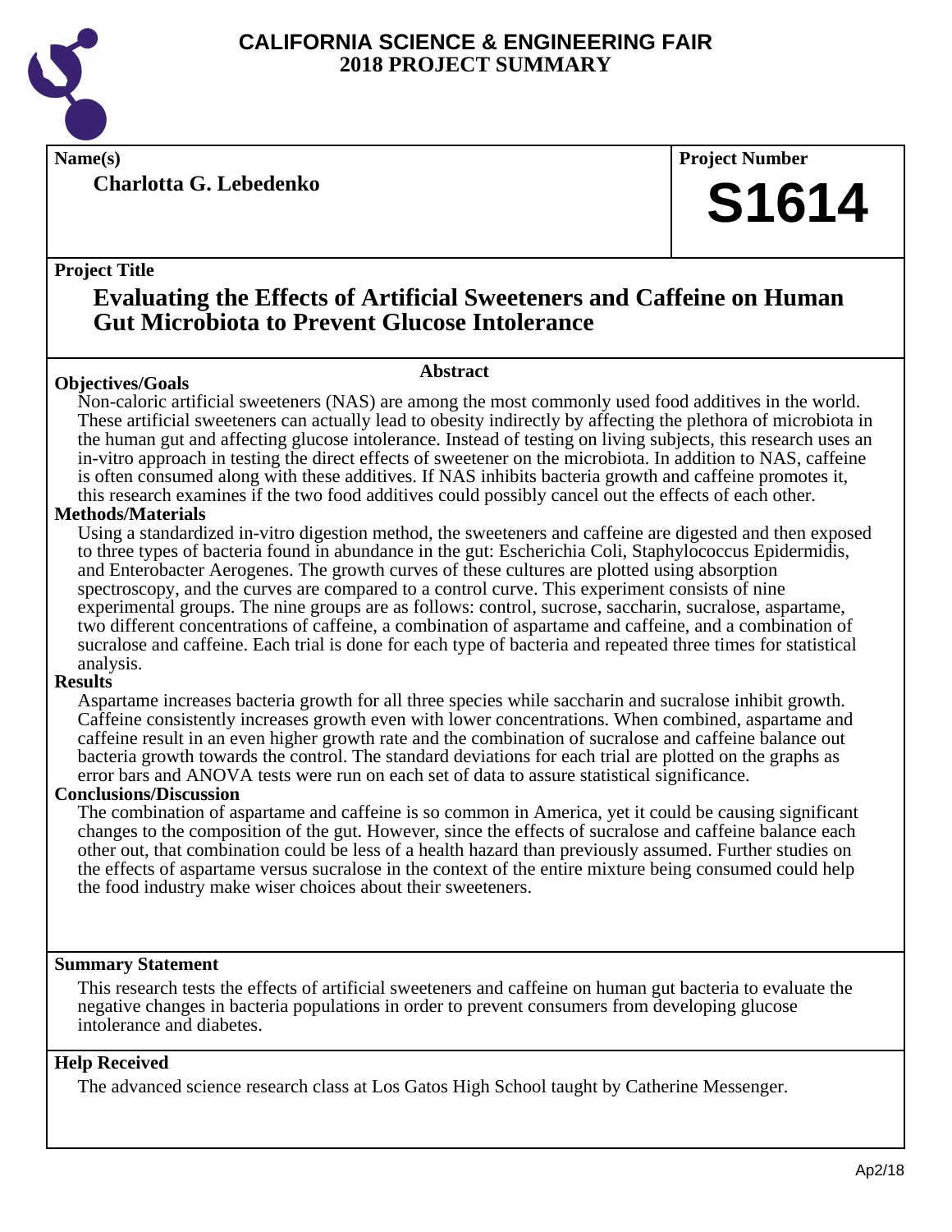# CALIFORNIA SCIENCE & ENGINEERING FAIR
## 2018 PROJECT SUMMARY

**Name(s)**

**Charlotta G. Lebedenko**

**Project Number**

**S1614**

**Project Title**

## Evaluating the Effects of Artificial Sweeteners and Caffeine on Human Gut Microbiota to Prevent Glucose Intolerance

### Abstract

**Objectives/Goals**

Non-caloric artificial sweeteners (NAS) are among the most commonly used food additives in the world. These artificial sweeteners can actually lead to obesity indirectly by affecting the plethora of microbiota in the human gut and affecting glucose intolerance. Instead of testing on living subjects, this research uses an in-vitro approach in testing the direct effects of sweetener on the microbiota. In addition to NAS, caffeine is often consumed along with these additives. If NAS inhibits bacteria growth and caffeine promotes it, this research examines if the two food additives could possibly cancel out the effects of each other.

**Methods/Materials**

Using a standardized in-vitro digestion method, the sweeteners and caffeine are digested and then exposed to three types of bacteria found in abundance in the gut: Escherichia Coli, Staphylococcus Epidermidis, and Enterobacter Aerogenes. The growth curves of these cultures are plotted using absorption spectroscopy, and the curves are compared to a control curve. This experiment consists of nine experimental groups. The nine groups are as follows: control, sucrose, saccharin, sucralose, aspartame, two different concentrations of caffeine, a combination of aspartame and caffeine, and a combination of sucralose and caffeine. Each trial is done for each type of bacteria and repeated three times for statistical analysis.

**Results**

Aspartame increases bacteria growth for all three species while saccharin and sucralose inhibit growth. Caffeine consistently increases growth even with lower concentrations. When combined, aspartame and caffeine result in an even higher growth rate and the combination of sucralose and caffeine balance out bacteria growth towards the control. The standard deviations for each trial are plotted on the graphs as error bars and ANOVA tests were run on each set of data to assure statistical significance.

**Conclusions/Discussion**

The combination of aspartame and caffeine is so common in America, yet it could be causing significant changes to the composition of the gut. However, since the effects of sucralose and caffeine balance each other out, that combination could be less of a health hazard than previously assumed. Further studies on the effects of aspartame versus sucralose in the context of the entire mixture being consumed could help the food industry make wiser choices about their sweeteners.

**Summary Statement**

This research tests the effects of artificial sweeteners and caffeine on human gut bacteria to evaluate the negative changes in bacteria populations in order to prevent consumers from developing glucose intolerance and diabetes.

**Help Received**

The advanced science research class at Los Gatos High School taught by Catherine Messenger.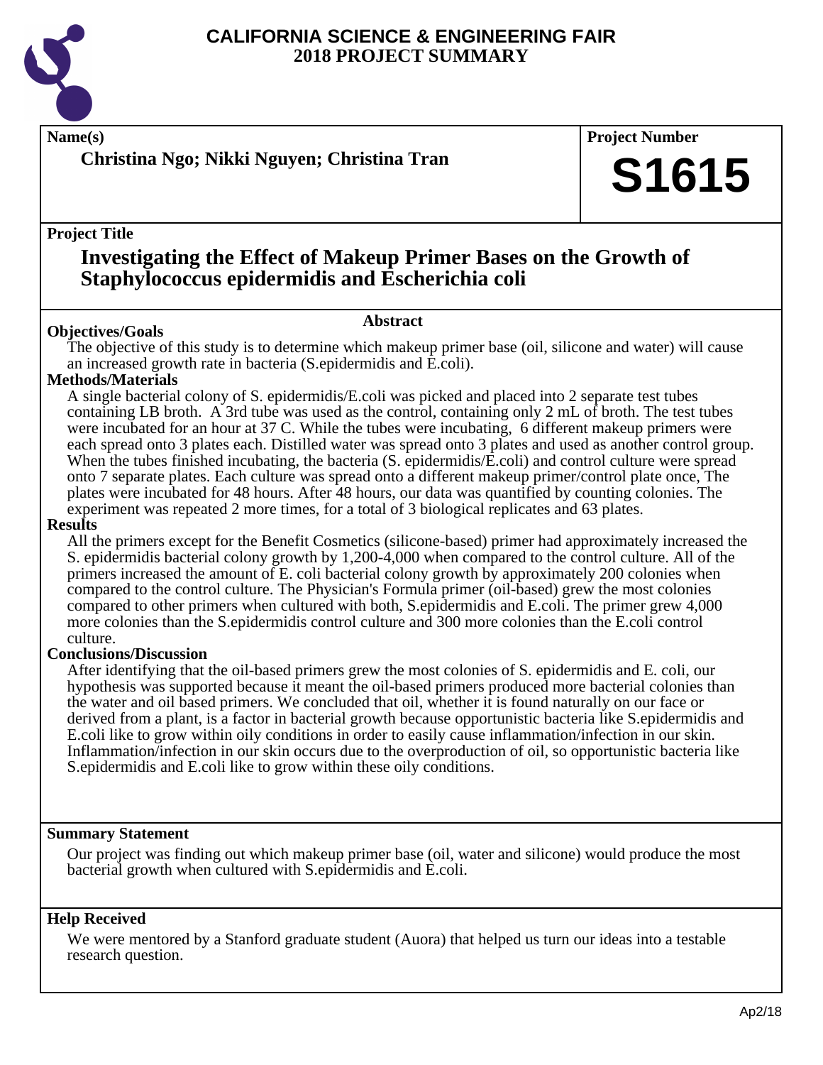# CALIFORNIA SCIENCE & ENGINEERING FAIR
## 2018 PROJECT SUMMARY

**Name(s)**

**Christina Ngo; Nikki Nguyen; Christina Tran**

**Project Number**

# S1615

**Project Title**

## Investigating the Effect of Makeup Primer Bases on the Growth of Staphylococcus epidermidis and Escherichia coli

### Abstract

**Objectives/Goals**

The objective of this study is to determine which makeup primer base (oil, silicone and water) will cause an increased growth rate in bacteria (S.epidermidis and E.coli).

**Methods/Materials**

A single bacterial colony of S. epidermidis/E.coli was picked and placed into 2 separate test tubes containing LB broth. A 3rd tube was used as the control, containing only 2 mL of broth. The test tubes were incubated for an hour at 37 C. While the tubes were incubating, 6 different makeup primers were each spread onto 3 plates each. Distilled water was spread onto 3 plates and used as another control group. When the tubes finished incubating, the bacteria (S. epidermidis/E.coli) and control culture were spread onto 7 separate plates. Each culture was spread onto a different makeup primer/control plate once, The plates were incubated for 48 hours. After 48 hours, our data was quantified by counting colonies. The experiment was repeated 2 more times, for a total of 3 biological replicates and 63 plates.

**Results**

All the primers except for the Benefit Cosmetics (silicone-based) primer had approximately increased the S. epidermidis bacterial colony growth by 1,200-4,000 when compared to the control culture. All of the primers increased the amount of E. coli bacterial colony growth by approximately 200 colonies when compared to the control culture. The Physician's Formula primer (oil-based) grew the most colonies compared to other primers when cultured with both, S.epidermidis and E.coli. The primer grew 4,000 more colonies than the S.epidermidis control culture and 300 more colonies than the E.coli control culture.

**Conclusions/Discussion**

After identifying that the oil-based primers grew the most colonies of S. epidermidis and E. coli, our hypothesis was supported because it meant the oil-based primers produced more bacterial colonies than the water and oil based primers. We concluded that oil, whether it is found naturally on our face or derived from a plant, is a factor in bacterial growth because opportunistic bacteria like S.epidermidis and E.coli like to grow within oily conditions in order to easily cause inflammation/infection in our skin. Inflammation/infection in our skin occurs due to the overproduction of oil, so opportunistic bacteria like S.epidermidis and E.coli like to grow within these oily conditions.

**Summary Statement**

Our project was finding out which makeup primer base (oil, water and silicone) would produce the most bacterial growth when cultured with S.epidermidis and E.coli.

**Help Received**

We were mentored by a Stanford graduate student (Auora) that helped us turn our ideas into a testable research question.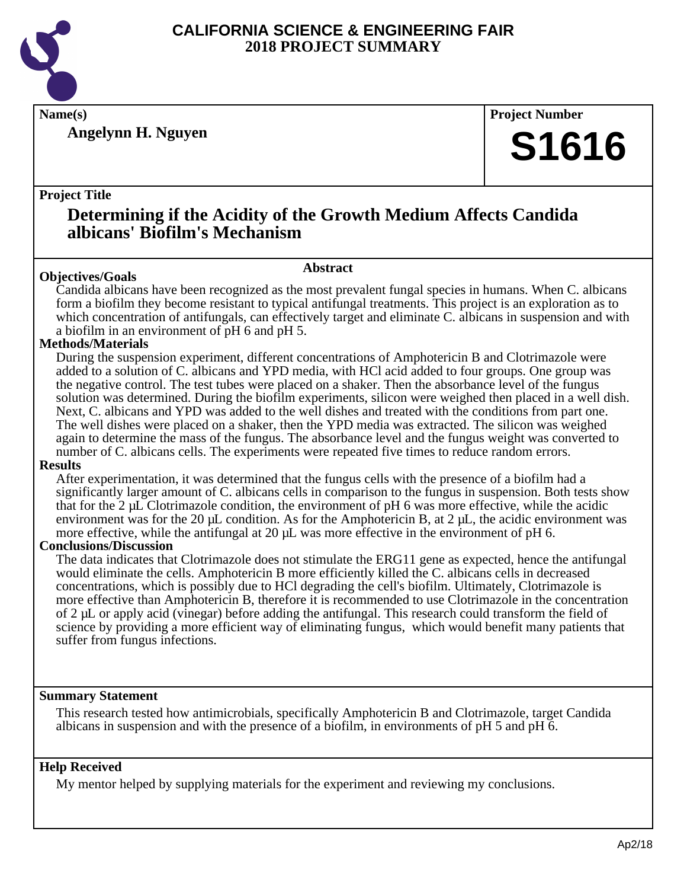# CALIFORNIA SCIENCE & ENGINEERING FAIR
## 2018 PROJECT SUMMARY

**Name(s)**

**Angelynn H. Nguyen**

**Project Number**

**S1616**

**Project Title**

## Determining if the Acidity of the Growth Medium Affects Candida albicans' Biofilm's Mechanism

### Abstract

**Objectives/Goals**

Candida albicans have been recognized as the most prevalent fungal species in humans. When C. albicans form a biofilm they become resistant to typical antifungal treatments. This project is an exploration as to which concentration of antifungals, can effectively target and eliminate C. albicans in suspension and with a biofilm in an environment of pH 6 and pH 5.

**Methods/Materials**

During the suspension experiment, different concentrations of Amphotericin B and Clotrimazole were added to a solution of C. albicans and YPD media, with HCl acid added to four groups. One group was the negative control. The test tubes were placed on a shaker. Then the absorbance level of the fungus solution was determined. During the biofilm experiments, silicon were weighed then placed in a well dish. Next, C. albicans and YPD was added to the well dishes and treated with the conditions from part one. The well dishes were placed on a shaker, then the YPD media was extracted. The silicon was weighed again to determine the mass of the fungus. The absorbance level and the fungus weight was converted to number of C. albicans cells. The experiments were repeated five times to reduce random errors.

**Results**

After experimentation, it was determined that the fungus cells with the presence of a biofilm had a significantly larger amount of C. albicans cells in comparison to the fungus in suspension. Both tests show that for the 2 µL Clotrimazole condition, the environment of pH 6 was more effective, while the acidic environment was for the 20 µL condition. As for the Amphotericin B, at 2 µL, the acidic environment was more effective, while the antifungal at 20 µL was more effective in the environment of pH 6.

**Conclusions/Discussion**

The data indicates that Clotrimazole does not stimulate the ERG11 gene as expected, hence the antifungal would eliminate the cells. Amphotericin B more efficiently killed the C. albicans cells in decreased concentrations, which is possibly due to HCl degrading the cell's biofilm. Ultimately, Clotrimazole is more effective than Amphotericin B, therefore it is recommended to use Clotrimazole in the concentration of 2 µL or apply acid (vinegar) before adding the antifungal. This research could transform the field of science by providing a more efficient way of eliminating fungus, which would benefit many patients that suffer from fungus infections.

**Summary Statement**

This research tested how antimicrobials, specifically Amphotericin B and Clotrimazole, target Candida albicans in suspension and with the presence of a biofilm, in environments of pH 5 and pH 6.

**Help Received**

My mentor helped by supplying materials for the experiment and reviewing my conclusions.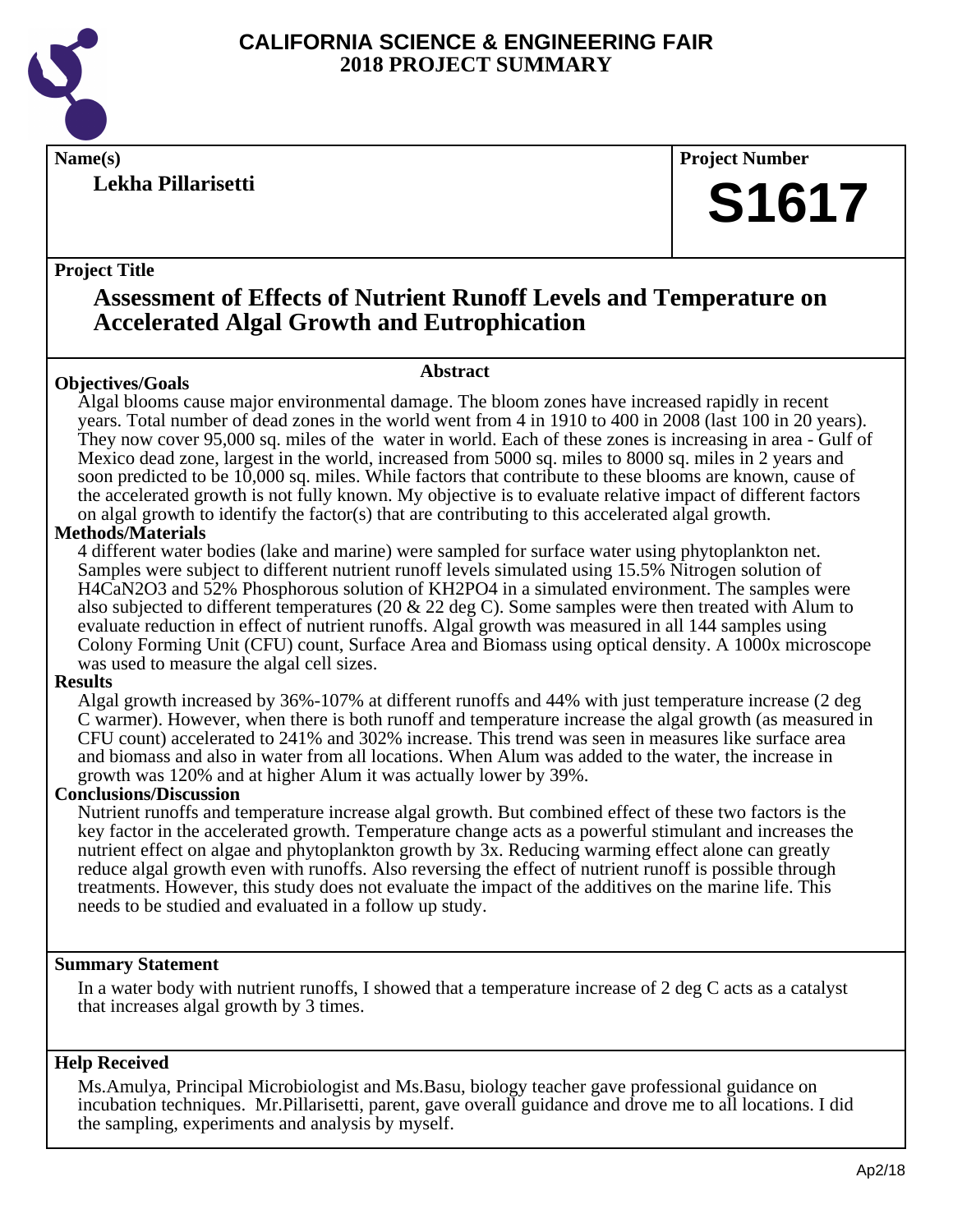# CALIFORNIA SCIENCE & ENGINEERING FAIR
## 2018 PROJECT SUMMARY

**Name(s)**

**Lekha Pillarisetti**

**Project Number**

**S1617**

**Project Title**

## Assessment of Effects of Nutrient Runoff Levels and Temperature on Accelerated Algal Growth and Eutrophication

### Abstract

**Objectives/Goals**

Algal blooms cause major environmental damage. The bloom zones have increased rapidly in recent years. Total number of dead zones in the world went from 4 in 1910 to 400 in 2008 (last 100 in 20 years). They now cover 95,000 sq. miles of the water in world. Each of these zones is increasing in area - Gulf of Mexico dead zone, largest in the world, increased from 5000 sq. miles to 8000 sq. miles in 2 years and soon predicted to be 10,000 sq. miles. While factors that contribute to these blooms are known, cause of the accelerated growth is not fully known. My objective is to evaluate relative impact of different factors on algal growth to identify the factor(s) that are contributing to this accelerated algal growth.

**Methods/Materials**

4 different water bodies (lake and marine) were sampled for surface water using phytoplankton net. Samples were subject to different nutrient runoff levels simulated using 15.5% Nitrogen solution of $H_4CaN_2O_3$ and 52% Phosphorous solution of $KH_2PO_4$ in a simulated environment. The samples were also subjected to different temperatures (20 & 22 deg C). Some samples were then treated with Alum to evaluate reduction in effect of nutrient runoffs. Algal growth was measured in all 144 samples using Colony Forming Unit (CFU) count, Surface Area and Biomass using optical density. A 1000x microscope was used to measure the algal cell sizes.

**Results**

Algal growth increased by 36%-107% at different runoffs and 44% with just temperature increase (2 deg C warmer). However, when there is both runoff and temperature increase the algal growth (as measured in CFU count) accelerated to 241% and 302% increase. This trend was seen in measures like surface area and biomass and also in water from all locations. When Alum was added to the water, the increase in growth was 120% and at higher Alum it was actually lower by 39%.

**Conclusions/Discussion**

Nutrient runoffs and temperature increase algal growth. But combined effect of these two factors is the key factor in the accelerated growth. Temperature change acts as a powerful stimulant and increases the nutrient effect on algae and phytoplankton growth by 3x. Reducing warming effect alone can greatly reduce algal growth even with runoffs. Also reversing the effect of nutrient runoff is possible through treatments. However, this study does not evaluate the impact of the additives on the marine life. This needs to be studied and evaluated in a follow up study.

**Summary Statement**

In a water body with nutrient runoffs, I showed that a temperature increase of 2 deg C acts as a catalyst that increases algal growth by 3 times.

**Help Received**

Ms.Amulya, Principal Microbiologist and Ms.Basu, biology teacher gave professional guidance on incubation techniques. Mr.Pillarisetti, parent, gave overall guidance and drove me to all locations. I did the sampling, experiments and analysis by myself.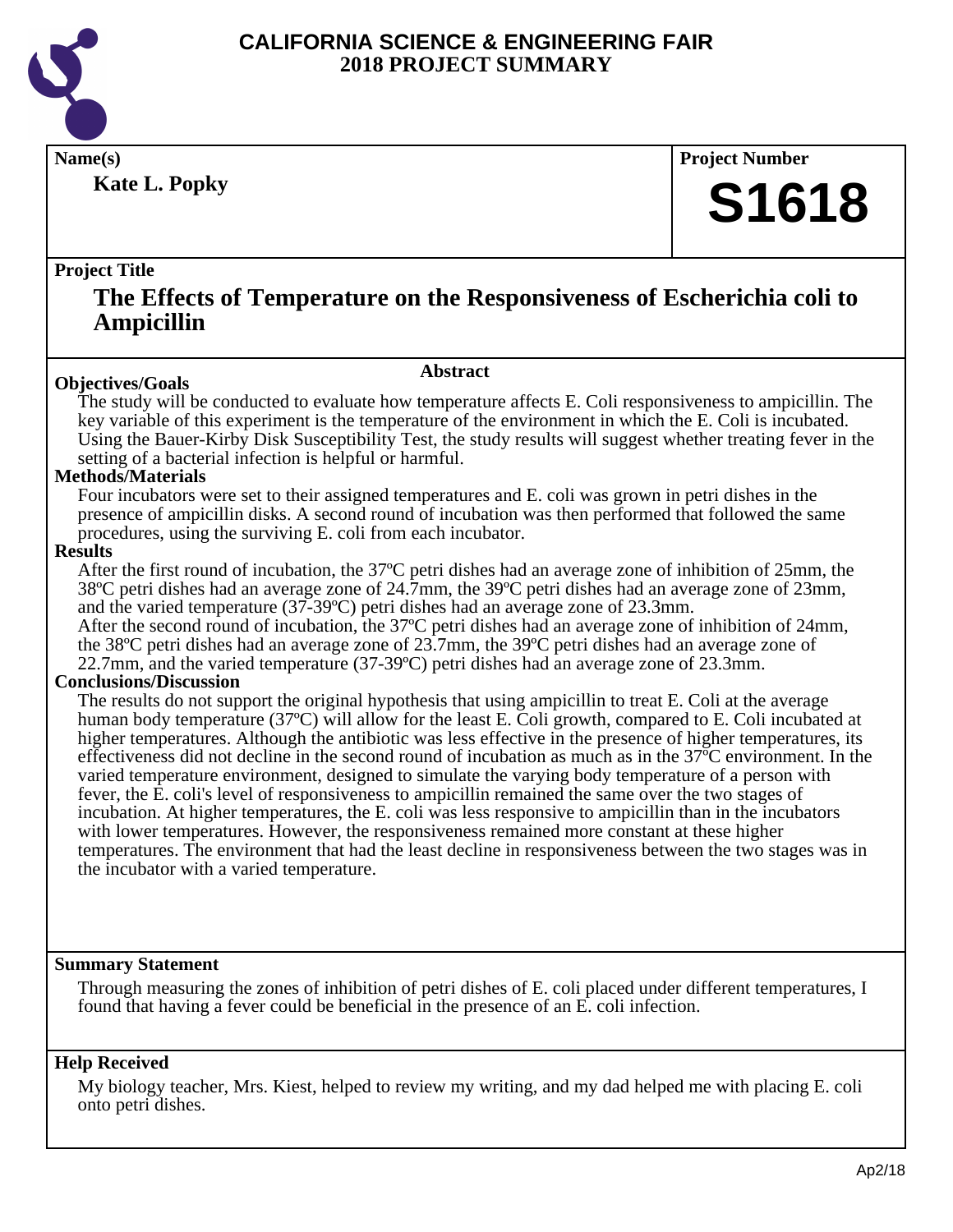# CALIFORNIA SCIENCE & ENGINEERING FAIR
## 2018 PROJECT SUMMARY

**Name(s)**

**Kate L. Popky**

**Project Number**

**S1618**

**Project Title**

## The Effects of Temperature on the Responsiveness of Escherichia coli to Ampicillin

### Abstract

**Objectives/Goals**

The study will be conducted to evaluate how temperature affects E. Coli responsiveness to ampicillin. The key variable of this experiment is the temperature of the environment in which the E. Coli is incubated. Using the Bauer-Kirby Disk Susceptibility Test, the study results will suggest whether treating fever in the setting of a bacterial infection is helpful or harmful.

**Methods/Materials**

Four incubators were set to their assigned temperatures and E. coli was grown in petri dishes in the presence of ampicillin disks. A second round of incubation was then performed that followed the same procedures, using the surviving E. coli from each incubator.

**Results**

After the first round of incubation, the 37ºC petri dishes had an average zone of inhibition of 25mm, the 38ºC petri dishes had an average zone of 24.7mm, the 39ºC petri dishes had an average zone of 23mm, and the varied temperature (37-39ºC) petri dishes had an average zone of 23.3mm.

After the second round of incubation, the 37ºC petri dishes had an average zone of inhibition of 24mm, the 38ºC petri dishes had an average zone of 23.7mm, the 39ºC petri dishes had an average zone of 22.7mm, and the varied temperature (37-39ºC) petri dishes had an average zone of 23.3mm.

**Conclusions/Discussion**

The results do not support the original hypothesis that using ampicillin to treat E. Coli at the average human body temperature (37ºC) will allow for the least E. Coli growth, compared to E. Coli incubated at higher temperatures. Although the antibiotic was less effective in the presence of higher temperatures, its effectiveness did not decline in the second round of incubation as much as in the 37ºC environment. In the varied temperature environment, designed to simulate the varying body temperature of a person with fever, the E. coli's level of responsiveness to ampicillin remained the same over the two stages of incubation. At higher temperatures, the E. coli was less responsive to ampicillin than in the incubators with lower temperatures. However, the responsiveness remained more constant at these higher temperatures. The environment that had the least decline in responsiveness between the two stages was in the incubator with a varied temperature.

**Summary Statement**

Through measuring the zones of inhibition of petri dishes of E. coli placed under different temperatures, I found that having a fever could be beneficial in the presence of an E. coli infection.

**Help Received**

My biology teacher, Mrs. Kiest, helped to review my writing, and my dad helped me with placing E. coli onto petri dishes.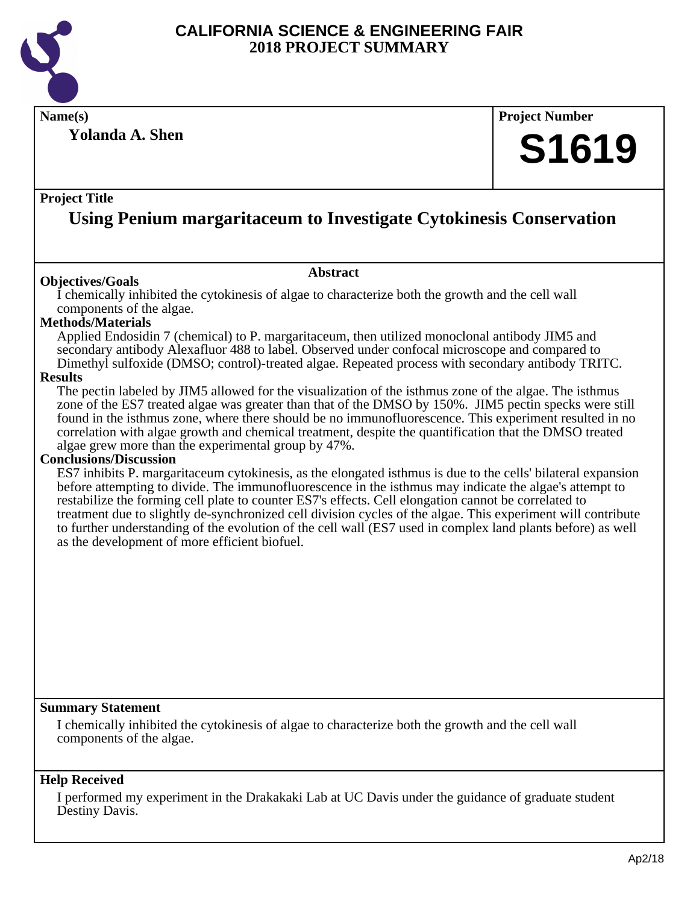# CALIFORNIA SCIENCE & ENGINEERING FAIR
## 2018 PROJECT SUMMARY

**Name(s)**

**Yolanda A. Shen**

**Project Number**

**S1619**

**Project Title**

## Using Penium margaritaceum to Investigate Cytokinesis Conservation

### Abstract

**Objectives/Goals**

I chemically inhibited the cytokinesis of algae to characterize both the growth and the cell wall components of the algae.

**Methods/Materials**

Applied Endosidin 7 (chemical) to P. margaritaceum, then utilized monoclonal antibody JIM5 and secondary antibody Alexafluor 488 to label. Observed under confocal microscope and compared to Dimethyl sulfoxide (DMSO; control)-treated algae. Repeated process with secondary antibody TRITC.

**Results**

The pectin labeled by JIM5 allowed for the visualization of the isthmus zone of the algae. The isthmus zone of the ES7 treated algae was greater than that of the DMSO by 150%. JIM5 pectin specks were still found in the isthmus zone, where there should be no immunofluorescence. This experiment resulted in no correlation with algae growth and chemical treatment, despite the quantification that the DMSO treated algae grew more than the experimental group by 47%.

**Conclusions/Discussion**

ES7 inhibits P. margaritaceum cytokinesis, as the elongated isthmus is due to the cells' bilateral expansion before attempting to divide. The immunofluorescence in the isthmus may indicate the algae's attempt to restabilize the forming cell plate to counter ES7's effects. Cell elongation cannot be correlated to treatment due to slightly de-synchronized cell division cycles of the algae. This experiment will contribute to further understanding of the evolution of the cell wall (ES7 used in complex land plants before) as well as the development of more efficient biofuel.

**Summary Statement**

I chemically inhibited the cytokinesis of algae to characterize both the growth and the cell wall components of the algae.

**Help Received**

I performed my experiment in the Drakakaki Lab at UC Davis under the guidance of graduate student Destiny Davis.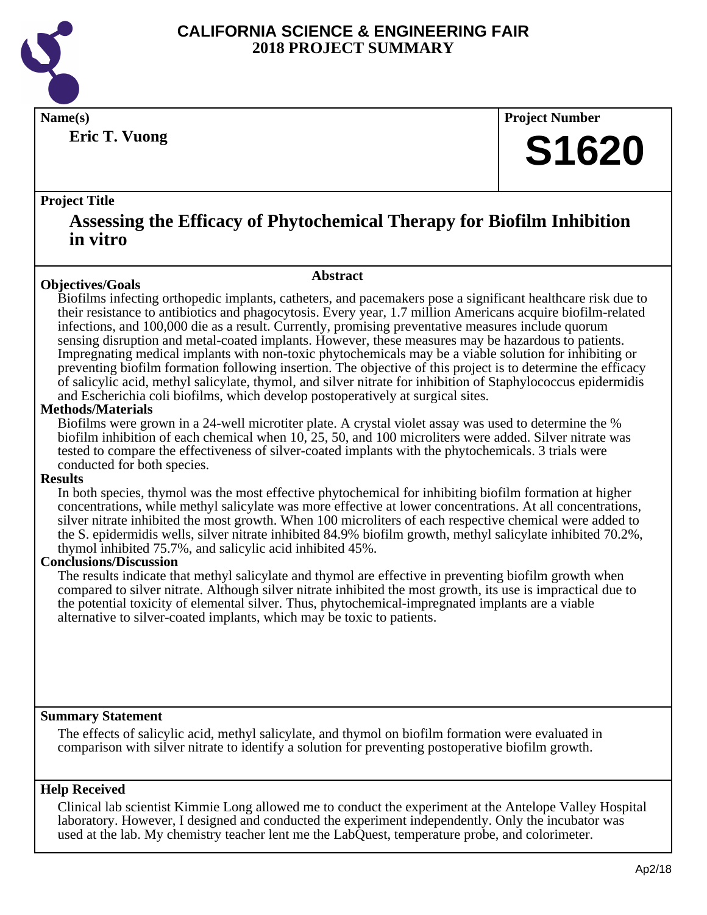# CALIFORNIA SCIENCE & ENGINEERING FAIR
## 2018 PROJECT SUMMARY

**Name(s)**

**Eric T. Vuong**

**Project Number**

**S1620**

**Project Title**

## Assessing the Efficacy of Phytochemical Therapy for Biofilm Inhibition in vitro

### Abstract

**Objectives/Goals**

Biofilms infecting orthopedic implants, catheters, and pacemakers pose a significant healthcare risk due to their resistance to antibiotics and phagocytosis. Every year, 1.7 million Americans acquire biofilm-related infections, and 100,000 die as a result. Currently, promising preventative measures include quorum sensing disruption and metal-coated implants. However, these measures may be hazardous to patients. Impregnating medical implants with non-toxic phytochemicals may be a viable solution for inhibiting or preventing biofilm formation following insertion. The objective of this project is to determine the efficacy of salicylic acid, methyl salicylate, thymol, and silver nitrate for inhibition of Staphylococcus epidermidis and Escherichia coli biofilms, which develop postoperatively at surgical sites.

**Methods/Materials**

Biofilms were grown in a 24-well microtiter plate. A crystal violet assay was used to determine the % biofilm inhibition of each chemical when 10, 25, 50, and 100 microliters were added. Silver nitrate was tested to compare the effectiveness of silver-coated implants with the phytochemicals. 3 trials were conducted for both species.

**Results**

In both species, thymol was the most effective phytochemical for inhibiting biofilm formation at higher concentrations, while methyl salicylate was more effective at lower concentrations. At all concentrations, silver nitrate inhibited the most growth. When 100 microliters of each respective chemical were added to the S. epidermidis wells, silver nitrate inhibited 84.9% biofilm growth, methyl salicylate inhibited 70.2%, thymol inhibited 75.7%, and salicylic acid inhibited 45%.

**Conclusions/Discussion**

The results indicate that methyl salicylate and thymol are effective in preventing biofilm growth when compared to silver nitrate. Although silver nitrate inhibited the most growth, its use is impractical due to the potential toxicity of elemental silver. Thus, phytochemical-impregnated implants are a viable alternative to silver-coated implants, which may be toxic to patients.

**Summary Statement**

The effects of salicylic acid, methyl salicylate, and thymol on biofilm formation were evaluated in comparison with silver nitrate to identify a solution for preventing postoperative biofilm growth.

**Help Received**

Clinical lab scientist Kimmie Long allowed me to conduct the experiment at the Antelope Valley Hospital laboratory. However, I designed and conducted the experiment independently. Only the incubator was used at the lab. My chemistry teacher lent me the LabQuest, temperature probe, and colorimeter.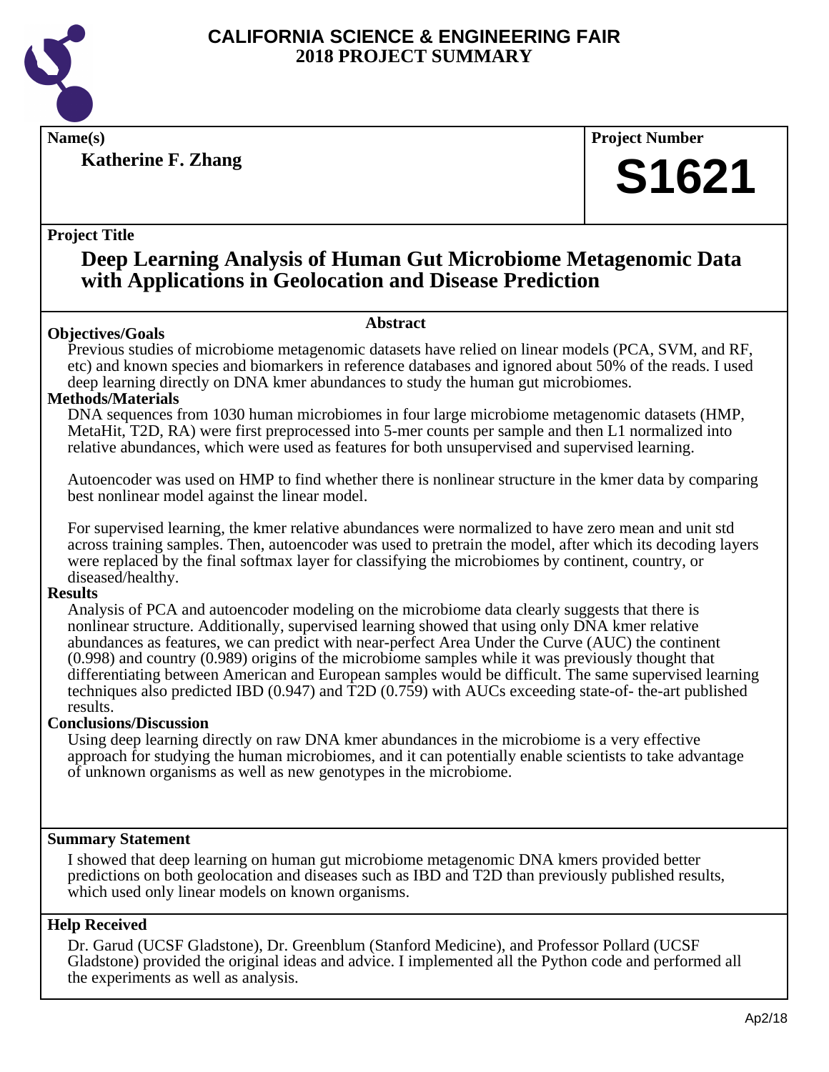# CALIFORNIA SCIENCE & ENGINEERING FAIR
## 2018 PROJECT SUMMARY

**Name(s)**

**Katherine F. Zhang**

**Project Number**

**S1621**

**Project Title**

# Deep Learning Analysis of Human Gut Microbiome Metagenomic Data with Applications in Geolocation and Disease Prediction

**Abstract**

### Objectives/Goals

Previous studies of microbiome metagenomic datasets have relied on linear models (PCA, SVM, and RF, etc) and known species and biomarkers in reference databases and ignored about 50% of the reads. I used deep learning directly on DNA kmer abundances to study the human gut microbiomes.

### Methods/Materials

DNA sequences from 1030 human microbiomes in four large microbiome metagenomic datasets (HMP, MetaHit, T2D, RA) were first preprocessed into 5-mer counts per sample and then L1 normalized into relative abundances, which were used as features for both unsupervised and supervised learning.

Autoencoder was used on HMP to find whether there is nonlinear structure in the kmer data by comparing best nonlinear model against the linear model.

For supervised learning, the kmer relative abundances were normalized to have zero mean and unit std across training samples. Then, autoencoder was used to pretrain the model, after which its decoding layers were replaced by the final softmax layer for classifying the microbiomes by continent, country, or diseased/healthy.

### Results

Analysis of PCA and autoencoder modeling on the microbiome data clearly suggests that there is nonlinear structure. Additionally, supervised learning showed that using only DNA kmer relative abundances as features, we can predict with near-perfect Area Under the Curve (AUC) the continent (0.998) and country (0.989) origins of the microbiome samples while it was previously thought that differentiating between American and European samples would be difficult. The same supervised learning techniques also predicted IBD (0.947) and T2D (0.759) with AUCs exceeding state-of- the-art published results.

### Conclusions/Discussion

Using deep learning directly on raw DNA kmer abundances in the microbiome is a very effective approach for studying the human microbiomes, and it can potentially enable scientists to take advantage of unknown organisms as well as new genotypes in the microbiome.

### Summary Statement

I showed that deep learning on human gut microbiome metagenomic DNA kmers provided better predictions on both geolocation and diseases such as IBD and T2D than previously published results, which used only linear models on known organisms.

### Help Received

Dr. Garud (UCSF Gladstone), Dr. Greenblum (Stanford Medicine), and Professor Pollard (UCSF Gladstone) provided the original ideas and advice. I implemented all the Python code and performed all the experiments as well as analysis.